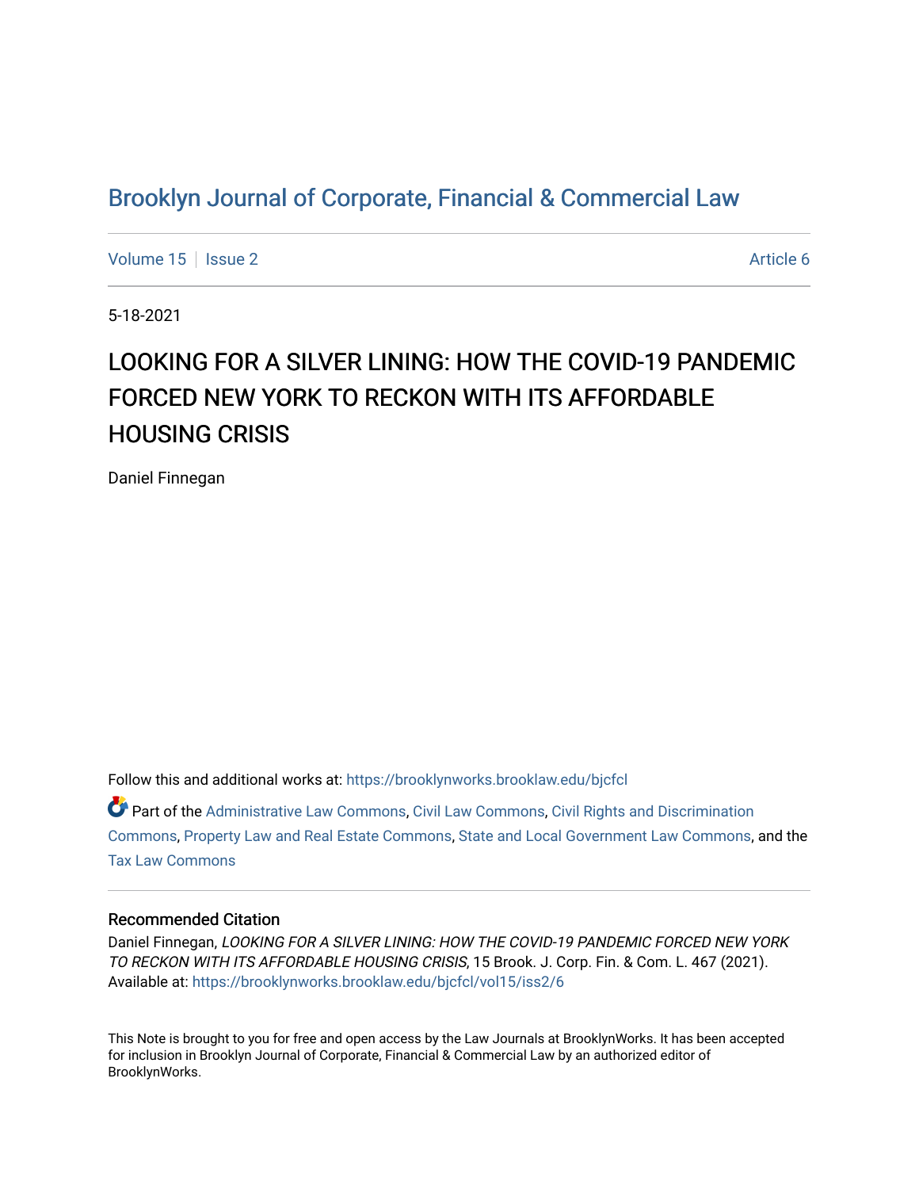# Brooklyn Journal of Corporate, Financial & Commercial Law

Volume 15 | Issue 2 | Article 6

5-18-2021

## LOOKING FOR A SILVER LINING: HOW THE COVID-19 PANDEMIC FORCED NEW YORK TO RECKON WITH ITS AFFORDABLE HOUSING CRISIS

Daniel Finnegan

Follow this and additional works at: https://brooklynworks.brooklaw.edu/bjcfcl

Part of the Administrative Law Commons, Civil Law Commons, Civil Rights and Discrimination Commons, Property Law and Real Estate Commons, State and Local Government Law Commons, and the Tax Law Commons

### Recommended Citation

Daniel Finnegan, *LOOKING FOR A SILVER LINING: HOW THE COVID-19 PANDEMIC FORCED NEW YORK TO RECKON WITH ITS AFFORDABLE HOUSING CRISIS*, 15 Brook. J. Corp. Fin. & Com. L. 467 (2021).
Available at: https://brooklynworks.brooklaw.edu/bjcfcl/vol15/iss2/6

This Note is brought to you for free and open access by the Law Journals at BrooklynWorks. It has been accepted for inclusion in Brooklyn Journal of Corporate, Financial & Commercial Law by an authorized editor of BrooklynWorks.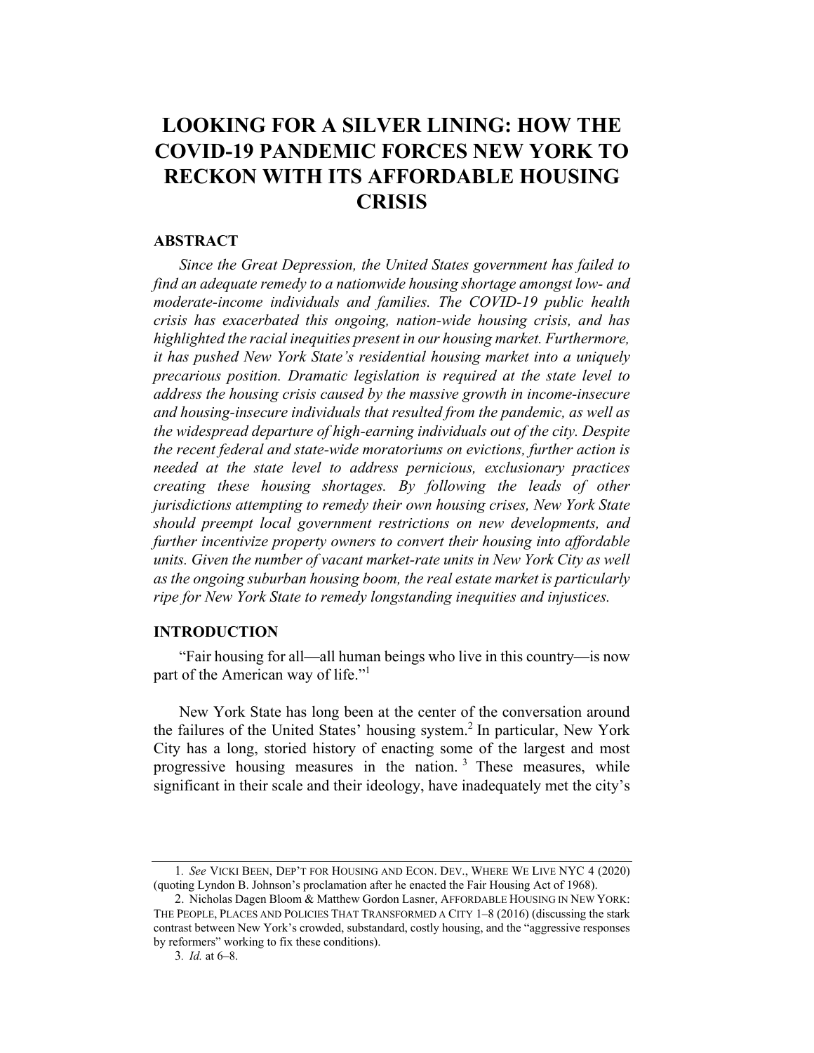# LOOKING FOR A SILVER LINING: HOW THE COVID-19 PANDEMIC FORCES NEW YORK TO RECKON WITH ITS AFFORDABLE HOUSING CRISIS

## ABSTRACT

*Since the Great Depression, the United States government has failed to find an adequate remedy to a nationwide housing shortage amongst low- and moderate-income individuals and families. The COVID-19 public health crisis has exacerbated this ongoing, nation-wide housing crisis, and has highlighted the racial inequities present in our housing market. Furthermore, it has pushed New York State's residential housing market into a uniquely precarious position. Dramatic legislation is required at the state level to address the housing crisis caused by the massive growth in income-insecure and housing-insecure individuals that resulted from the pandemic, as well as the widespread departure of high-earning individuals out of the city. Despite the recent federal and state-wide moratoriums on evictions, further action is needed at the state level to address pernicious, exclusionary practices creating these housing shortages. By following the leads of other jurisdictions attempting to remedy their own housing crises, New York State should preempt local government restrictions on new developments, and further incentivize property owners to convert their housing into affordable units. Given the number of vacant market-rate units in New York City as well as the ongoing suburban housing boom, the real estate market is particularly ripe for New York State to remedy longstanding inequities and injustices.*

## INTRODUCTION

"Fair housing for all—all human beings who live in this country—is now part of the American way of life."[1]

New York State has long been at the center of the conversation around the failures of the United States' housing system.[2] In particular, New York City has a long, storied history of enacting some of the largest and most progressive housing measures in the nation.[3] These measures, while significant in their scale and their ideology, have inadequately met the city's

---

1. *See* VICKI BEEN, DEP'T FOR HOUSING AND ECON. DEV., WHERE WE LIVE NYC 4 (2020) (quoting Lyndon B. Johnson's proclamation after he enacted the Fair Housing Act of 1968).

2. Nicholas Dagen Bloom & Matthew Gordon Lasner, AFFORDABLE HOUSING IN NEW YORK: THE PEOPLE, PLACES AND POLICIES THAT TRANSFORMED A CITY 1–8 (2016) (discussing the stark contrast between New York's crowded, substandard, costly housing, and the "aggressive responses by reformers" working to fix these conditions).

3. *Id.* at 6–8.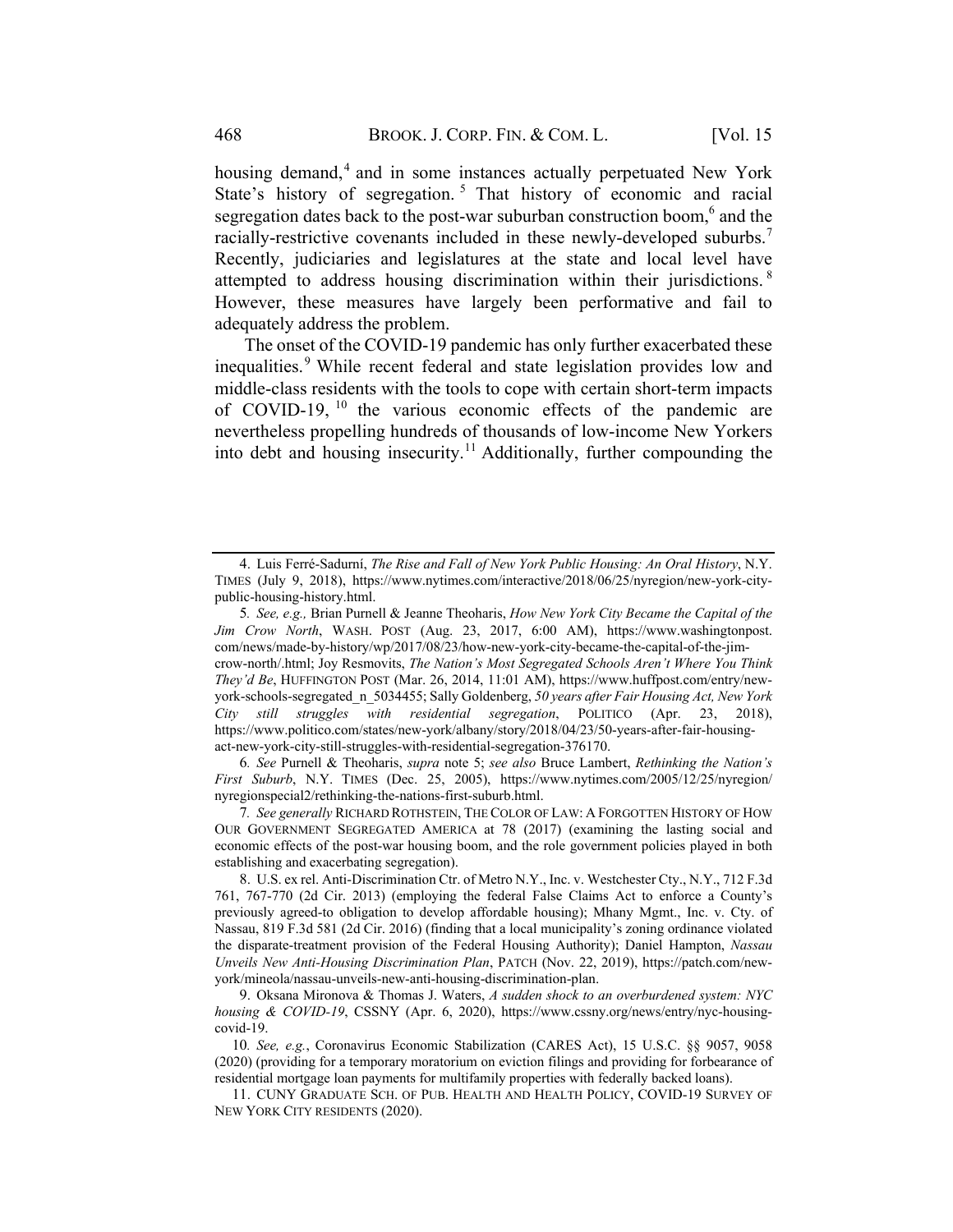housing demand,[4] and in some instances actually perpetuated New York State's history of segregation.[5] That history of economic and racial segregation dates back to the post-war suburban construction boom,[6] and the racially-restrictive covenants included in these newly-developed suburbs.[7] Recently, judiciaries and legislatures at the state and local level have attempted to address housing discrimination within their jurisdictions.[8] However, these measures have largely been performative and fail to adequately address the problem.

The onset of the COVID-19 pandemic has only further exacerbated these inequalities.[9] While recent federal and state legislation provides low and middle-class residents with the tools to cope with certain short-term impacts of COVID-19,[10] the various economic effects of the pandemic are nevertheless propelling hundreds of thousands of low-income New Yorkers into debt and housing insecurity.[11] Additionally, further compounding the

---

4. Luis Ferré-Sadurní, *The Rise and Fall of New York Public Housing: An Oral History*, N.Y. TIMES (July 9, 2018), https://www.nytimes.com/interactive/2018/06/25/nyregion/new-york-city-public-housing-history.html.

5. *See, e.g.,* Brian Purnell & Jeanne Theoharis, *How New York City Became the Capital of the Jim Crow North*, WASH. POST (Aug. 23, 2017, 6:00 AM), https://www.washingtonpost.com/news/made-by-history/wp/2017/08/23/how-new-york-city-became-the-capital-of-the-jim-crow-north/.html; Joy Resmovits, *The Nation's Most Segregated Schools Aren't Where You Think They'd Be*, HUFFINGTON POST (Mar. 26, 2014, 11:01 AM), https://www.huffpost.com/entry/new-york-schools-segregated_n_5034455; Sally Goldenberg, *50 years after Fair Housing Act, New York City still struggles with residential segregation*, POLITICO (Apr. 23, 2018), https://www.politico.com/states/new-york/albany/story/2018/04/23/50-years-after-fair-housing-act-new-york-city-still-struggles-with-residential-segregation-376170.

6. *See* Purnell & Theoharis, *supra* note 5; *see also* Bruce Lambert, *Rethinking the Nation's First Suburb*, N.Y. TIMES (Dec. 25, 2005), https://www.nytimes.com/2005/12/25/nyregion/nyregionspecial2/rethinking-the-nations-first-suburb.html.

7. *See generally* RICHARD ROTHSTEIN, THE COLOR OF LAW: A FORGOTTEN HISTORY OF HOW OUR GOVERNMENT SEGREGATED AMERICA at 78 (2017) (examining the lasting social and economic effects of the post-war housing boom, and the role government policies played in both establishing and exacerbating segregation).

8. U.S. ex rel. Anti-Discrimination Ctr. of Metro N.Y., Inc. v. Westchester Cty., N.Y., 712 F.3d 761, 767-770 (2d Cir. 2013) (employing the federal False Claims Act to enforce a County's previously agreed-to obligation to develop affordable housing); Mhany Mgmt., Inc. v. Cty. of Nassau, 819 F.3d 581 (2d Cir. 2016) (finding that a local municipality's zoning ordinance violated the disparate-treatment provision of the Federal Housing Authority); Daniel Hampton, *Nassau Unveils New Anti-Housing Discrimination Plan*, PATCH (Nov. 22, 2019), https://patch.com/new-york/mineola/nassau-unveils-new-anti-housing-discrimination-plan.

9. Oksana Mironova & Thomas J. Waters, *A sudden shock to an overburdened system: NYC housing & COVID-19*, CSSNY (Apr. 6, 2020), https://www.cssny.org/news/entry/nyc-housing-covid-19.

10. *See, e.g.*, Coronavirus Economic Stabilization (CARES Act), 15 U.S.C. §§ 9057, 9058 (2020) (providing for a temporary moratorium on eviction filings and providing for forbearance of residential mortgage loan payments for multifamily properties with federally backed loans).

11. CUNY GRADUATE SCH. OF PUB. HEALTH AND HEALTH POLICY, COVID-19 SURVEY OF NEW YORK CITY RESIDENTS (2020).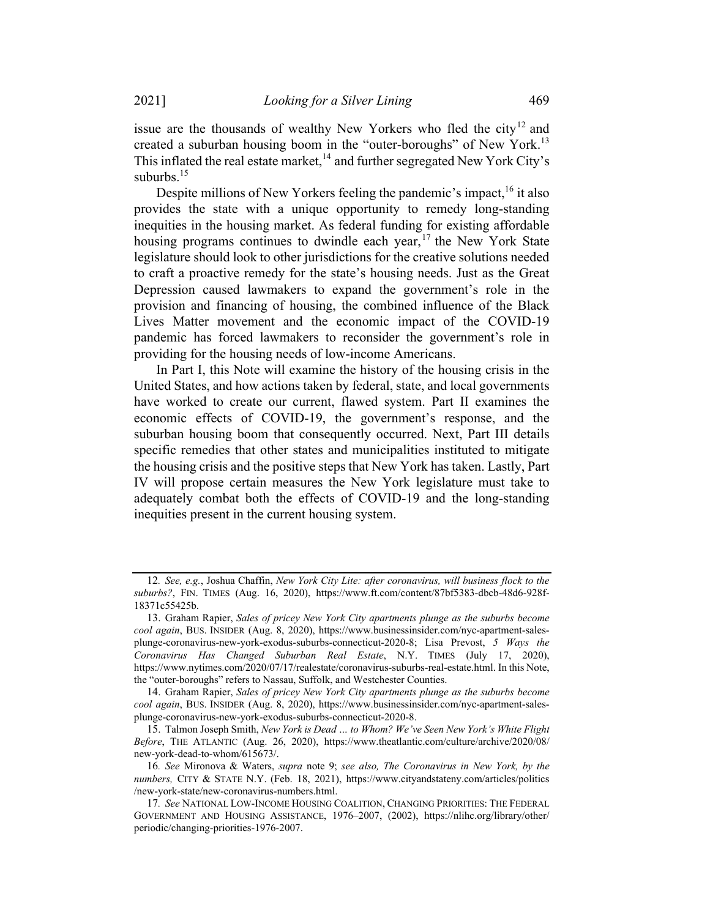issue are the thousands of wealthy New Yorkers who fled the city[12] and created a suburban housing boom in the "outer-boroughs" of New York.[13] This inflated the real estate market,[14] and further segregated New York City's suburbs.[15]

Despite millions of New Yorkers feeling the pandemic's impact,[16] it also provides the state with a unique opportunity to remedy long-standing inequities in the housing market. As federal funding for existing affordable housing programs continues to dwindle each year,[17] the New York State legislature should look to other jurisdictions for the creative solutions needed to craft a proactive remedy for the state's housing needs. Just as the Great Depression caused lawmakers to expand the government's role in the provision and financing of housing, the combined influence of the Black Lives Matter movement and the economic impact of the COVID-19 pandemic has forced lawmakers to reconsider the government's role in providing for the housing needs of low-income Americans.

In Part I, this Note will examine the history of the housing crisis in the United States, and how actions taken by federal, state, and local governments have worked to create our current, flawed system. Part II examines the economic effects of COVID-19, the government's response, and the suburban housing boom that consequently occurred. Next, Part III details specific remedies that other states and municipalities instituted to mitigate the housing crisis and the positive steps that New York has taken. Lastly, Part IV will propose certain measures the New York legislature must take to adequately combat both the effects of COVID-19 and the long-standing inequities present in the current housing system.

---

12. *See, e.g.*, Joshua Chaffin, *New York City Lite: after coronavirus, will business flock to the suburbs?*, FIN. TIMES (Aug. 16, 2020), https://www.ft.com/content/87bf5383-dbcb-48d6-928f-18371c55425b.

13. Graham Rapier, *Sales of pricey New York City apartments plunge as the suburbs become cool again*, BUS. INSIDER (Aug. 8, 2020), https://www.businessinsider.com/nyc-apartment-sales-plunge-coronavirus-new-york-exodus-suburbs-connecticut-2020-8; Lisa Prevost, *5 Ways the Coronavirus Has Changed Suburban Real Estate*, N.Y. TIMES (July 17, 2020), https://www.nytimes.com/2020/07/17/realestate/coronavirus-suburbs-real-estate.html. In this Note, the "outer-boroughs" refers to Nassau, Suffolk, and Westchester Counties.

14. Graham Rapier, *Sales of pricey New York City apartments plunge as the suburbs become cool again*, BUS. INSIDER (Aug. 8, 2020), https://www.businessinsider.com/nyc-apartment-sales-plunge-coronavirus-new-york-exodus-suburbs-connecticut-2020-8.

15. Talmon Joseph Smith, *New York is Dead ... to Whom? We've Seen New York's White Flight Before*, THE ATLANTIC (Aug. 26, 2020), https://www.theatlantic.com/culture/archive/2020/08/new-york-dead-to-whom/615673/.

16. *See* Mironova & Waters, *supra* note 9; *see also, The Coronavirus in New York, by the numbers,* CITY & STATE N.Y. (Feb. 18, 2021), https://www.cityandstateny.com/articles/politics/new-york-state/new-coronavirus-numbers.html.

17. *See* NATIONAL LOW-INCOME HOUSING COALITION, CHANGING PRIORITIES: THE FEDERAL GOVERNMENT AND HOUSING ASSISTANCE, 1976–2007, (2002), https://nlihc.org/library/other/periodic/changing-priorities-1976-2007.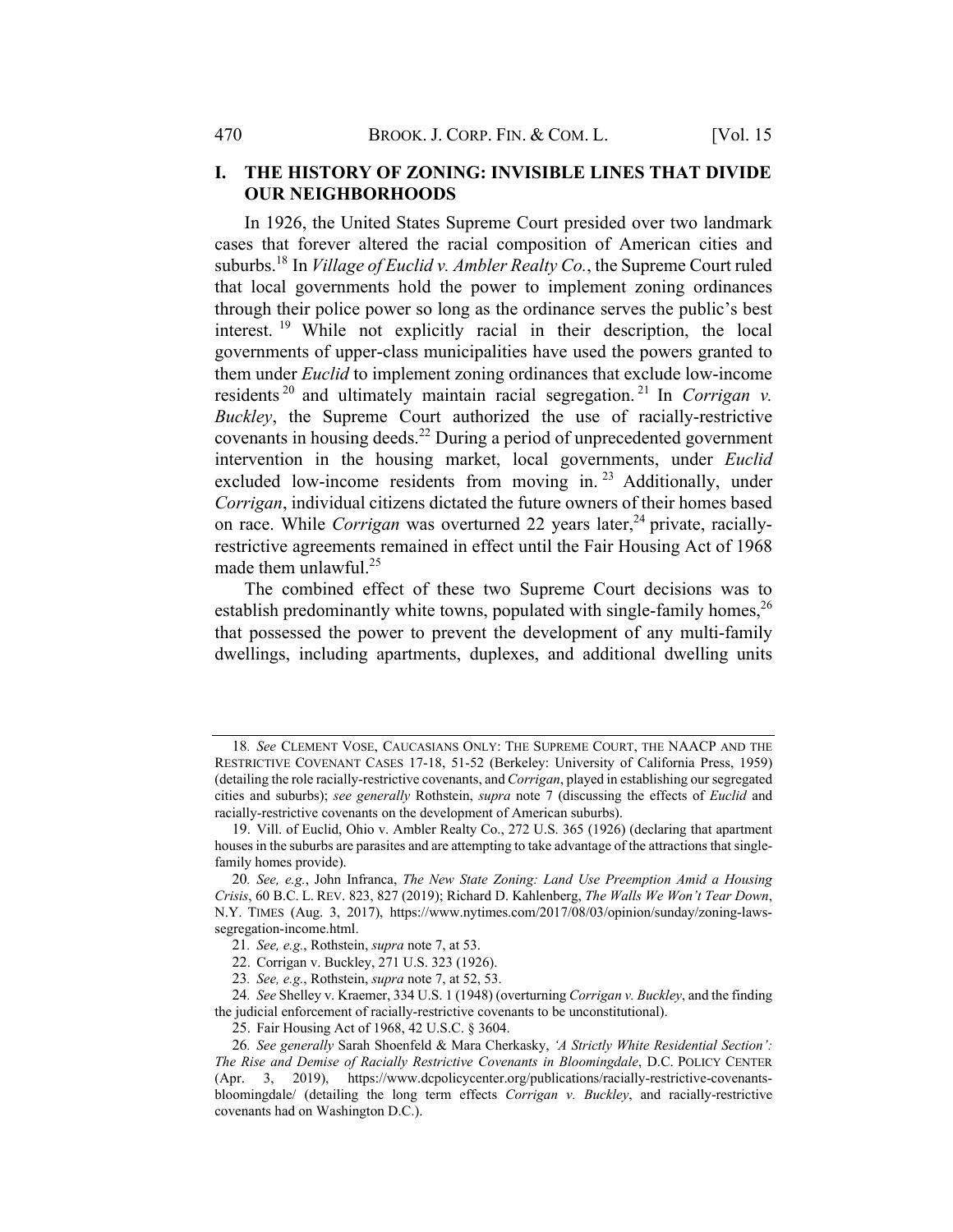# I. THE HISTORY OF ZONING: INVISIBLE LINES THAT DIVIDE OUR NEIGHBORHOODS

In 1926, the United States Supreme Court presided over two landmark cases that forever altered the racial composition of American cities and suburbs.[18] In *Village of Euclid v. Ambler Realty Co.*, the Supreme Court ruled that local governments hold the power to implement zoning ordinances through their police power so long as the ordinance serves the public's best interest.[19] While not explicitly racial in their description, the local governments of upper-class municipalities have used the powers granted to them under *Euclid* to implement zoning ordinances that exclude low-income residents[20] and ultimately maintain racial segregation.[21] In *Corrigan v. Buckley*, the Supreme Court authorized the use of racially-restrictive covenants in housing deeds.[22] During a period of unprecedented government intervention in the housing market, local governments, under *Euclid* excluded low-income residents from moving in.[23] Additionally, under *Corrigan*, individual citizens dictated the future owners of their homes based on race. While *Corrigan* was overturned 22 years later,[24] private, racially-restrictive agreements remained in effect until the Fair Housing Act of 1968 made them unlawful.[25]

The combined effect of these two Supreme Court decisions was to establish predominantly white towns, populated with single-family homes,[26] that possessed the power to prevent the development of any multi-family dwellings, including apartments, duplexes, and additional dwelling units

---

18. *See* CLEMENT VOSE, CAUCASIANS ONLY: THE SUPREME COURT, THE NAACP AND THE RESTRICTIVE COVENANT CASES 17-18, 51-52 (Berkeley: University of California Press, 1959) (detailing the role racially-restrictive covenants, and *Corrigan*, played in establishing our segregated cities and suburbs); *see generally* Rothstein, *supra* note 7 (discussing the effects of *Euclid* and racially-restrictive covenants on the development of American suburbs).

19. Vill. of Euclid, Ohio v. Ambler Realty Co., 272 U.S. 365 (1926) (declaring that apartment houses in the suburbs are parasites and are attempting to take advantage of the attractions that single-family homes provide).

20. *See, e.g.*, John Infranca, *The New State Zoning: Land Use Preemption Amid a Housing Crisis*, 60 B.C. L. REV. 823, 827 (2019); Richard D. Kahlenberg, *The Walls We Won't Tear Down*, N.Y. TIMES (Aug. 3, 2017), https://www.nytimes.com/2017/08/03/opinion/sunday/zoning-laws-segregation-income.html.

21. *See, e.g.*, Rothstein, *supra* note 7, at 53.

22. Corrigan v. Buckley, 271 U.S. 323 (1926).

23. *See, e.g.*, Rothstein, *supra* note 7, at 52, 53.

24. *See* Shelley v. Kraemer, 334 U.S. 1 (1948) (overturning *Corrigan v. Buckley*, and the finding the judicial enforcement of racially-restrictive covenants to be unconstitutional).

25. Fair Housing Act of 1968, 42 U.S.C. § 3604.

26. *See generally* Sarah Shoenfeld & Mara Cherkasky, *'A Strictly White Residential Section': The Rise and Demise of Racially Restrictive Covenants in Bloomingdale*, D.C. POLICY CENTER (Apr. 3, 2019), https://www.dcpolicycenter.org/publications/racially-restrictive-covenants-bloomingdale/ (detailing the long term effects *Corrigan v. Buckley*, and racially-restrictive covenants had on Washington D.C.).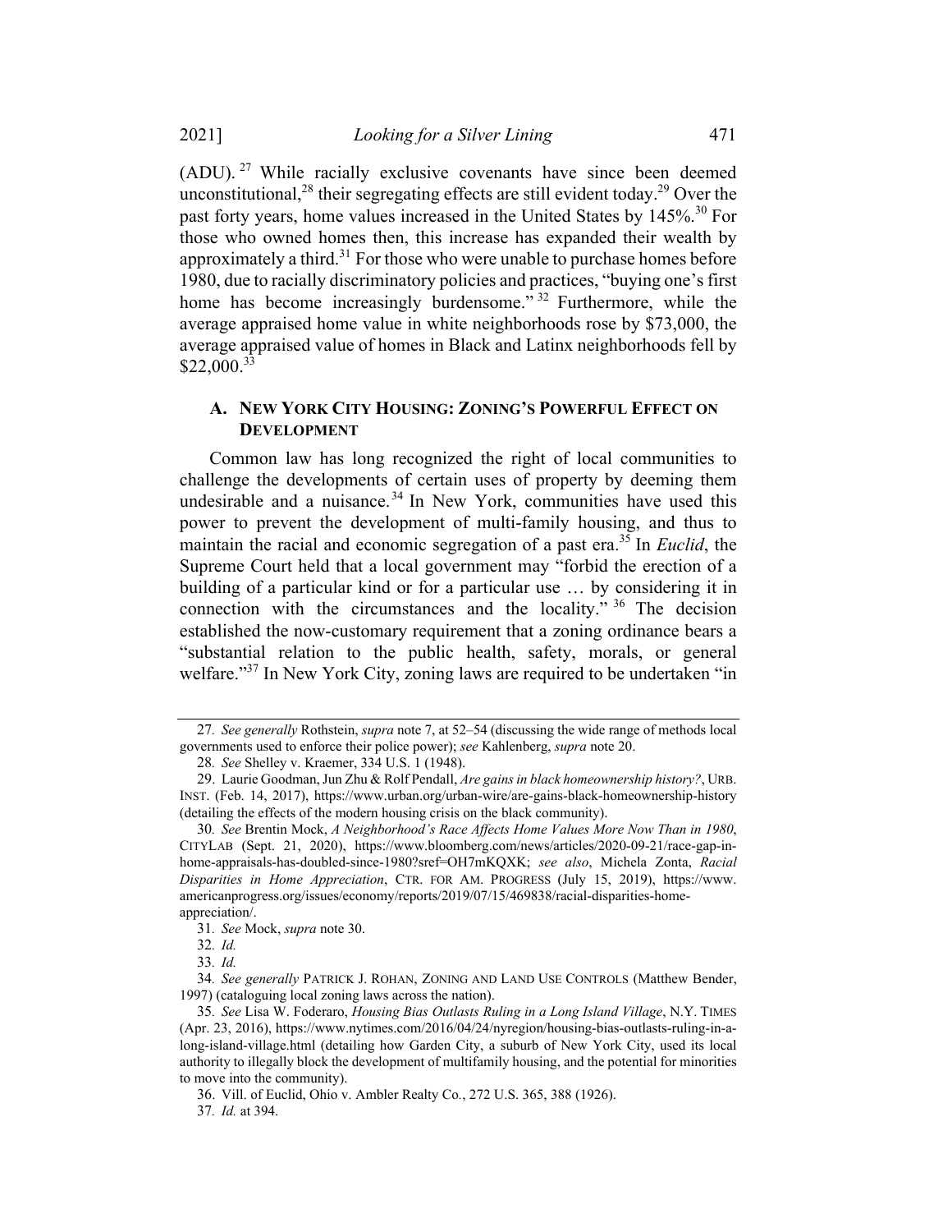(ADU).[27] While racially exclusive covenants have since been deemed unconstitutional,[28] their segregating effects are still evident today.[29] Over the past forty years, home values increased in the United States by 145%.[30] For those who owned homes then, this increase has expanded their wealth by approximately a third.[31] For those who were unable to purchase homes before 1980, due to racially discriminatory policies and practices, "buying one's first home has become increasingly burdensome."[32] Furthermore, while the average appraised home value in white neighborhoods rose by $73,000, the average appraised value of homes in Black and Latinx neighborhoods fell by $22,000.[33]

### A. NEW YORK CITY HOUSING: ZONING'S POWERFUL EFFECT ON DEVELOPMENT

Common law has long recognized the right of local communities to challenge the developments of certain uses of property by deeming them undesirable and a nuisance.[34] In New York, communities have used this power to prevent the development of multi-family housing, and thus to maintain the racial and economic segregation of a past era.[35] In *Euclid*, the Supreme Court held that a local government may "forbid the erection of a building of a particular kind or for a particular use … by considering it in connection with the circumstances and the locality."[36] The decision established the now-customary requirement that a zoning ordinance bears a "substantial relation to the public health, safety, morals, or general welfare."[37] In New York City, zoning laws are required to be undertaken "in

---

27. *See generally* Rothstein, *supra* note 7, at 52–54 (discussing the wide range of methods local governments used to enforce their police power); *see* Kahlenberg, *supra* note 20.

28. *See* Shelley v. Kraemer, 334 U.S. 1 (1948).

29. Laurie Goodman, Jun Zhu & Rolf Pendall, *Are gains in black homeownership history?*, URB. INST. (Feb. 14, 2017), https://www.urban.org/urban-wire/are-gains-black-homeownership-history (detailing the effects of the modern housing crisis on the black community).

30. *See* Brentin Mock, *A Neighborhood's Race Affects Home Values More Now Than in 1980*, CITYLAB (Sept. 21, 2020), https://www.bloomberg.com/news/articles/2020-09-21/race-gap-in-home-appraisals-has-doubled-since-1980?sref=OH7mKQXK; *see also*, Michela Zonta, *Racial Disparities in Home Appreciation*, CTR. FOR AM. PROGRESS (July 15, 2019), https://www.americanprogress.org/issues/economy/reports/2019/07/15/469838/racial-disparities-home-appreciation/.

31. *See* Mock, *supra* note 30.

32. *Id.*

33. *Id.*

34. *See generally* PATRICK J. ROHAN, ZONING AND LAND USE CONTROLS (Matthew Bender, 1997) (cataloguing local zoning laws across the nation).

35. *See* Lisa W. Foderaro, *Housing Bias Outlasts Ruling in a Long Island Village*, N.Y. TIMES (Apr. 23, 2016), https://www.nytimes.com/2016/04/24/nyregion/housing-bias-outlasts-ruling-in-a-long-island-village.html (detailing how Garden City, a suburb of New York City, used its local authority to illegally block the development of multifamily housing, and the potential for minorities to move into the community).

36. Vill. of Euclid, Ohio v. Ambler Realty Co., 272 U.S. 365, 388 (1926).

37. *Id.* at 394.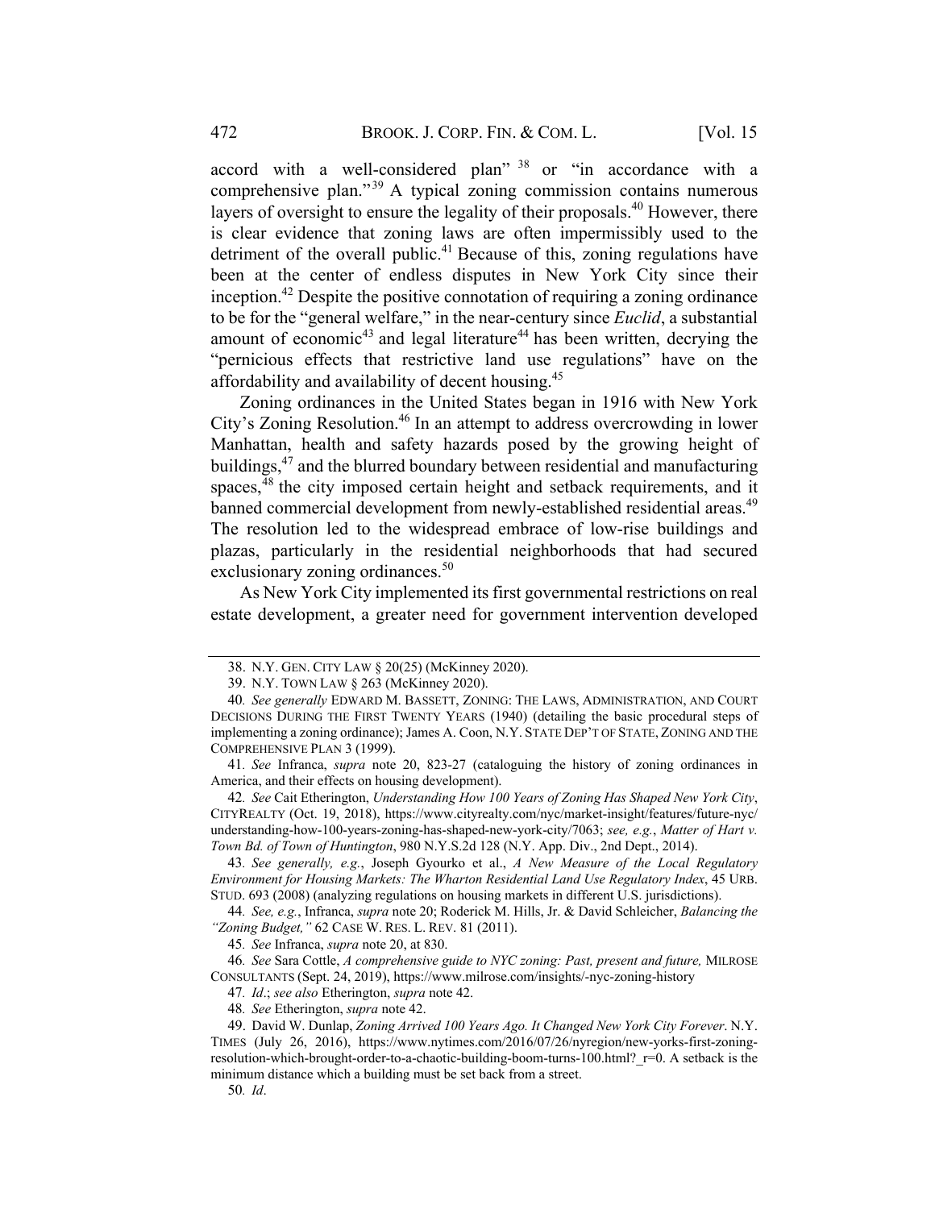accord with a well-considered plan"[38] or "in accordance with a comprehensive plan."[39] A typical zoning commission contains numerous layers of oversight to ensure the legality of their proposals.[40] However, there is clear evidence that zoning laws are often impermissibly used to the detriment of the overall public.[41] Because of this, zoning regulations have been at the center of endless disputes in New York City since their inception.[42] Despite the positive connotation of requiring a zoning ordinance to be for the "general welfare," in the near-century since *Euclid*, a substantial amount of economic[43] and legal literature[44] has been written, decrying the "pernicious effects that restrictive land use regulations" have on the affordability and availability of decent housing.[45]

Zoning ordinances in the United States began in 1916 with New York City's Zoning Resolution.[46] In an attempt to address overcrowding in lower Manhattan, health and safety hazards posed by the growing height of buildings,[47] and the blurred boundary between residential and manufacturing spaces,[48] the city imposed certain height and setback requirements, and it banned commercial development from newly-established residential areas.[49] The resolution led to the widespread embrace of low-rise buildings and plazas, particularly in the residential neighborhoods that had secured exclusionary zoning ordinances.[50]

As New York City implemented its first governmental restrictions on real estate development, a greater need for government intervention developed

---

38. N.Y. GEN. CITY LAW § 20(25) (McKinney 2020).

39. N.Y. TOWN LAW § 263 (McKinney 2020).

40. *See generally* EDWARD M. BASSETT, ZONING: THE LAWS, ADMINISTRATION, AND COURT DECISIONS DURING THE FIRST TWENTY YEARS (1940) (detailing the basic procedural steps of implementing a zoning ordinance); James A. Coon, N.Y. STATE DEP'T OF STATE, ZONING AND THE COMPREHENSIVE PLAN 3 (1999).

41. *See* Infranca, *supra* note 20, 823-27 (cataloguing the history of zoning ordinances in America, and their effects on housing development).

42. *See* Cait Etherington, *Understanding How 100 Years of Zoning Has Shaped New York City*, CITYREALTY (Oct. 19, 2018), https://www.cityrealty.com/nyc/market-insight/features/future-nyc/understanding-how-100-years-zoning-has-shaped-new-york-city/7063; *see, e.g.*, *Matter of Hart v. Town Bd. of Town of Huntington*, 980 N.Y.S.2d 128 (N.Y. App. Div., 2nd Dept., 2014).

43. *See generally, e.g.*, Joseph Gyourko et al., *A New Measure of the Local Regulatory Environment for Housing Markets: The Wharton Residential Land Use Regulatory Index*, 45 URB. STUD. 693 (2008) (analyzing regulations on housing markets in different U.S. jurisdictions).

44. *See, e.g.*, Infranca, *supra* note 20; Roderick M. Hills, Jr. & David Schleicher, *Balancing the "Zoning Budget,"* 62 CASE W. RES. L. REV. 81 (2011).

45. *See* Infranca, *supra* note 20, at 830.

46. *See* Sara Cottle, *A comprehensive guide to NYC zoning: Past, present and future,* MILROSE CONSULTANTS (Sept. 24, 2019), https://www.milrose.com/insights/-nyc-zoning-history

47. *Id.*; *see also* Etherington, *supra* note 42.

48. *See* Etherington, *supra* note 42.

49. David W. Dunlap, *Zoning Arrived 100 Years Ago. It Changed New York City Forever*. N.Y. TIMES (July 26, 2016), https://www.nytimes.com/2016/07/26/nyregion/new-yorks-first-zoning-resolution-which-brought-order-to-a-chaotic-building-boom-turns-100.html?_r=0. A setback is the minimum distance which a building must be set back from a street.

50. *Id.*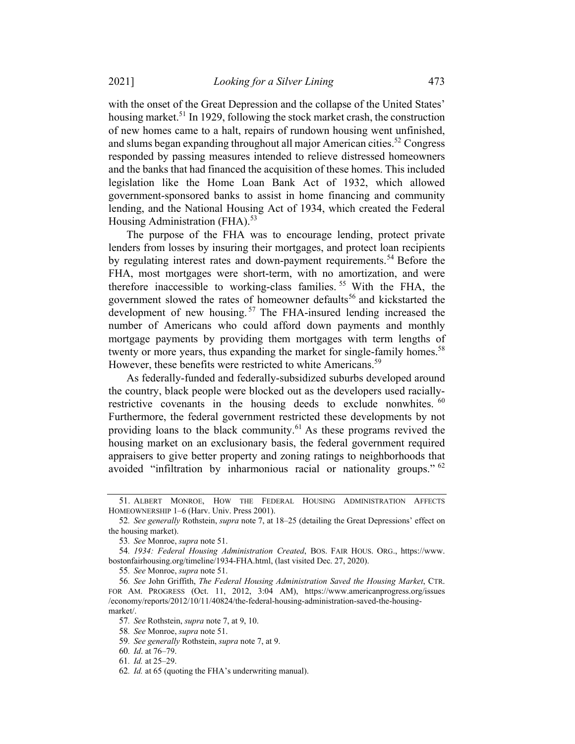with the onset of the Great Depression and the collapse of the United States' housing market.[51] In 1929, following the stock market crash, the construction of new homes came to a halt, repairs of rundown housing went unfinished, and slums began expanding throughout all major American cities.[52] Congress responded by passing measures intended to relieve distressed homeowners and the banks that had financed the acquisition of these homes. This included legislation like the Home Loan Bank Act of 1932, which allowed government-sponsored banks to assist in home financing and community lending, and the National Housing Act of 1934, which created the Federal Housing Administration (FHA).[53]

The purpose of the FHA was to encourage lending, protect private lenders from losses by insuring their mortgages, and protect loan recipients by regulating interest rates and down-payment requirements.[54] Before the FHA, most mortgages were short-term, with no amortization, and were therefore inaccessible to working-class families.[55] With the FHA, the government slowed the rates of homeowner defaults[56] and kickstarted the development of new housing.[57] The FHA-insured lending increased the number of Americans who could afford down payments and monthly mortgage payments by providing them mortgages with term lengths of twenty or more years, thus expanding the market for single-family homes.[58] However, these benefits were restricted to white Americans.[59]

As federally-funded and federally-subsidized suburbs developed around the country, black people were blocked out as the developers used racially-restrictive covenants in the housing deeds to exclude nonwhites.[60] Furthermore, the federal government restricted these developments by not providing loans to the black community.[61] As these programs revived the housing market on an exclusionary basis, the federal government required appraisers to give better property and zoning ratings to neighborhoods that avoided "infiltration by inharmonious racial or nationality groups."[62]

---

51. ALBERT MONROE, HOW THE FEDERAL HOUSING ADMINISTRATION AFFECTS HOMEOWNERSHIP 1–6 (Harv. Univ. Press 2001).

52. *See generally* Rothstein, *supra* note 7, at 18–25 (detailing the Great Depressions' effect on the housing market).

53. *See* Monroe, *supra* note 51.

54. *1934: Federal Housing Administration Created*, BOS. FAIR HOUS. ORG., https://www.bostonfairhousing.org/timeline/1934-FHA.html, (last visited Dec. 27, 2020).

55. *See* Monroe, *supra* note 51.

56. *See* John Griffith, *The Federal Housing Administration Saved the Housing Market*, CTR. FOR AM. PROGRESS (Oct. 11, 2012, 3:04 AM), https://www.americanprogress.org/issues/economy/reports/2012/10/11/40824/the-federal-housing-administration-saved-the-housing-market/.

57. *See* Rothstein, *supra* note 7, at 9, 10.

58. *See* Monroe, *supra* note 51.

59. *See generally* Rothstein, *supra* note 7, at 9.

60. *Id*. at 76–79.

61. *Id.* at 25–29.

62. *Id.* at 65 (quoting the FHA's underwriting manual).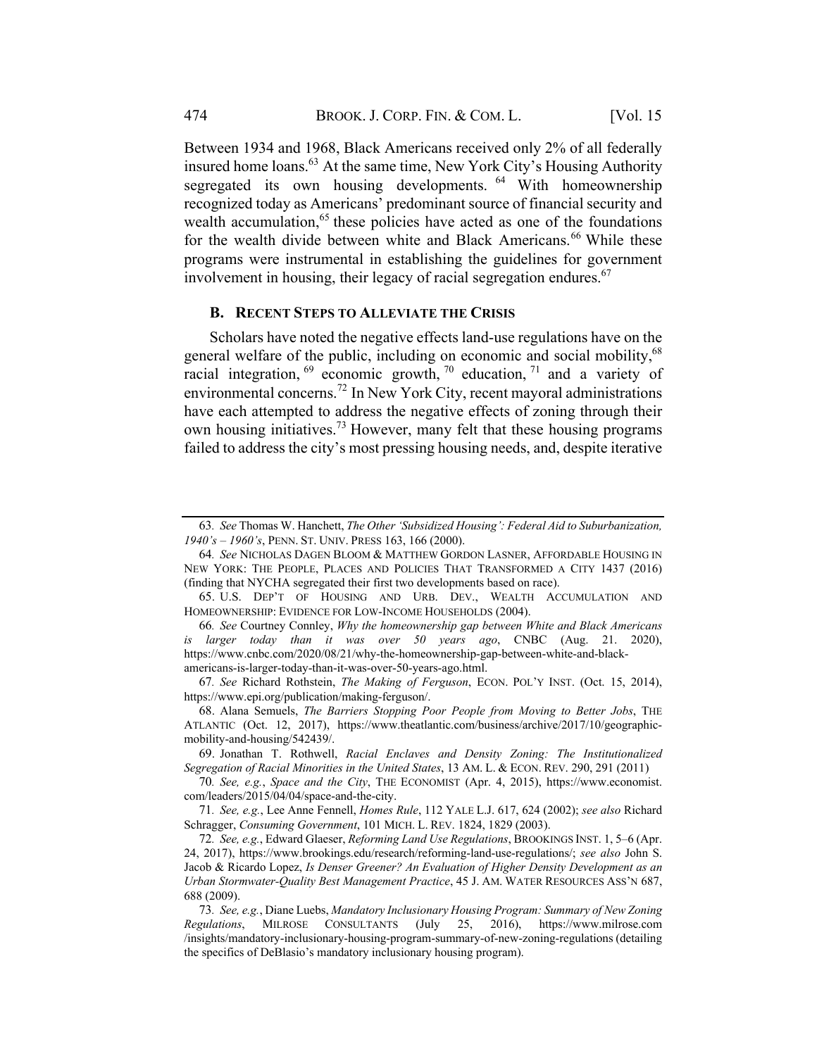Between 1934 and 1968, Black Americans received only 2% of all federally insured home loans.[63] At the same time, New York City's Housing Authority segregated its own housing developments.[64] With homeownership recognized today as Americans' predominant source of financial security and wealth accumulation,[65] these policies have acted as one of the foundations for the wealth divide between white and Black Americans.[66] While these programs were instrumental in establishing the guidelines for government involvement in housing, their legacy of racial segregation endures.[67]

### B. Recent Steps to Alleviate the Crisis

Scholars have noted the negative effects land-use regulations have on the general welfare of the public, including on economic and social mobility,[68] racial integration,[69] economic growth,[70] education,[71] and a variety of environmental concerns.[72] In New York City, recent mayoral administrations have each attempted to address the negative effects of zoning through their own housing initiatives.[73] However, many felt that these housing programs failed to address the city's most pressing housing needs, and, despite iterative

---

63. *See* Thomas W. Hanchett, *The Other 'Subsidized Housing': Federal Aid to Suburbanization, 1940's – 1960's*, PENN. ST. UNIV. PRESS 163, 166 (2000).

64. *See* NICHOLAS DAGEN BLOOM & MATTHEW GORDON LASNER, AFFORDABLE HOUSING IN NEW YORK: THE PEOPLE, PLACES AND POLICIES THAT TRANSFORMED A CITY 1437 (2016) (finding that NYCHA segregated their first two developments based on race).

65. U.S. DEP'T OF HOUSING AND URB. DEV., WEALTH ACCUMULATION AND HOMEOWNERSHIP: EVIDENCE FOR LOW-INCOME HOUSEHOLDS (2004).

66. *See* Courtney Connley, *Why the homeownership gap between White and Black Americans is larger today than it was over 50 years ago*, CNBC (Aug. 21. 2020), https://www.cnbc.com/2020/08/21/why-the-homeownership-gap-between-white-and-black-americans-is-larger-today-than-it-was-over-50-years-ago.html.

67. *See* Richard Rothstein, *The Making of Ferguson*, ECON. POL'Y INST. (Oct. 15, 2014), https://www.epi.org/publication/making-ferguson/.

68. Alana Semuels, *The Barriers Stopping Poor People from Moving to Better Jobs*, THE ATLANTIC (Oct. 12, 2017), https://www.theatlantic.com/business/archive/2017/10/geographic-mobility-and-housing/542439/.

69. Jonathan T. Rothwell, *Racial Enclaves and Density Zoning: The Institutionalized Segregation of Racial Minorities in the United States*, 13 AM. L. & ECON. REV. 290, 291 (2011)

70. *See, e.g.*, *Space and the City*, THE ECONOMIST (Apr. 4, 2015), https://www.economist.com/leaders/2015/04/04/space-and-the-city.

71. *See, e.g.*, Lee Anne Fennell, *Homes Rule*, 112 YALE L.J. 617, 624 (2002); *see also* Richard Schragger, *Consuming Government*, 101 MICH. L. REV. 1824, 1829 (2003).

72. *See, e.g.*, Edward Glaeser, *Reforming Land Use Regulations*, BROOKINGS INST. 1, 5–6 (Apr. 24, 2017), https://www.brookings.edu/research/reforming-land-use-regulations/; *see also* John S. Jacob & Ricardo Lopez, *Is Denser Greener? An Evaluation of Higher Density Development as an Urban Stormwater-Quality Best Management Practice*, 45 J. AM. WATER RESOURCES ASS'N 687, 688 (2009).

73. *See, e.g.*, Diane Luebs, *Mandatory Inclusionary Housing Program: Summary of New Zoning Regulations*, MILROSE CONSULTANTS (July 25, 2016), https://www.milrose.com/insights/mandatory-inclusionary-housing-program-summary-of-new-zoning-regulations (detailing the specifics of DeBlasio's mandatory inclusionary housing program).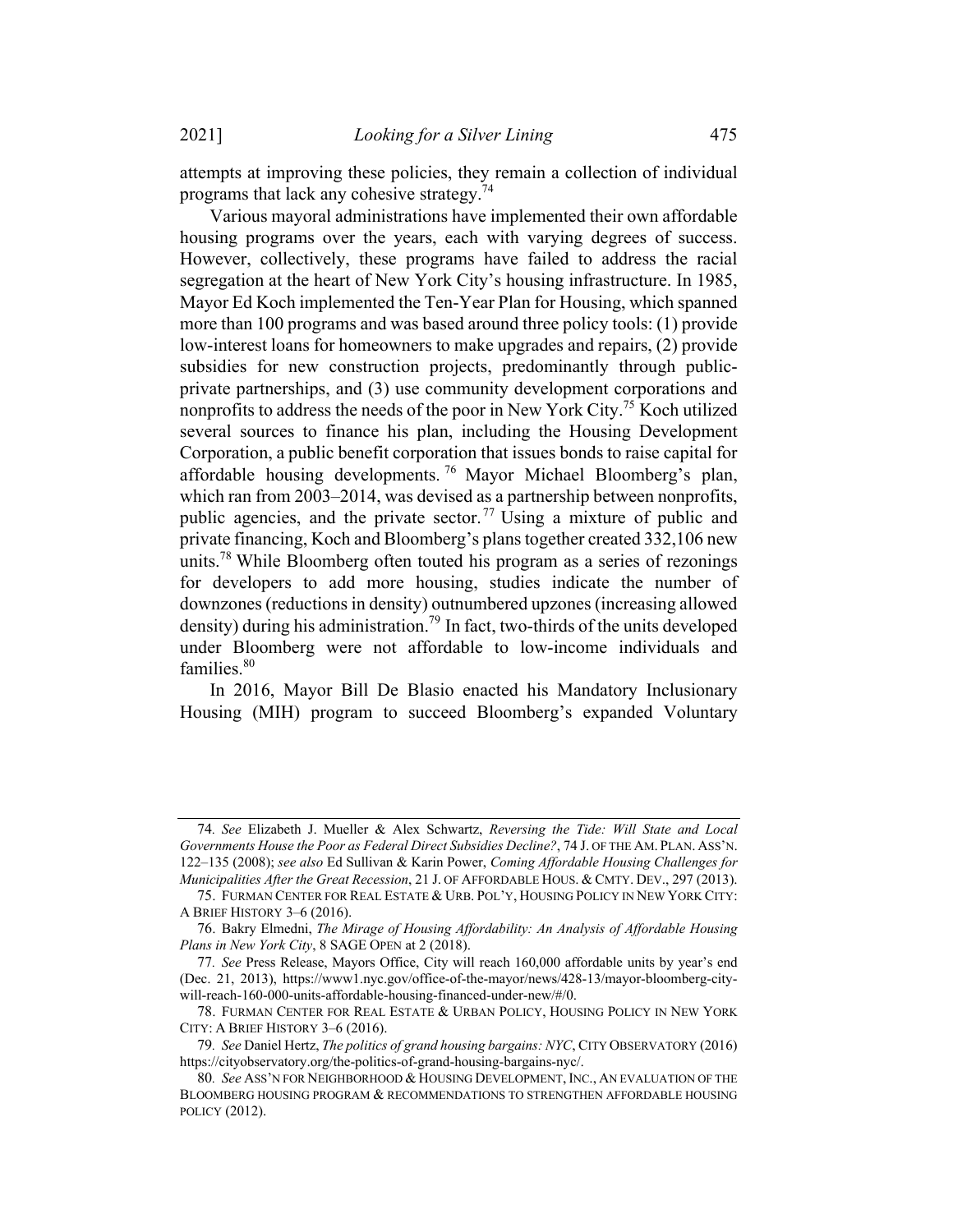attempts at improving these policies, they remain a collection of individual programs that lack any cohesive strategy.[74]

Various mayoral administrations have implemented their own affordable housing programs over the years, each with varying degrees of success. However, collectively, these programs have failed to address the racial segregation at the heart of New York City's housing infrastructure. In 1985, Mayor Ed Koch implemented the Ten-Year Plan for Housing, which spanned more than 100 programs and was based around three policy tools: (1) provide low-interest loans for homeowners to make upgrades and repairs, (2) provide subsidies for new construction projects, predominantly through public-private partnerships, and (3) use community development corporations and nonprofits to address the needs of the poor in New York City.[75] Koch utilized several sources to finance his plan, including the Housing Development Corporation, a public benefit corporation that issues bonds to raise capital for affordable housing developments.[76] Mayor Michael Bloomberg's plan, which ran from 2003–2014, was devised as a partnership between nonprofits, public agencies, and the private sector.[77] Using a mixture of public and private financing, Koch and Bloomberg's plans together created 332,106 new units.[78] While Bloomberg often touted his program as a series of rezonings for developers to add more housing, studies indicate the number of downzones (reductions in density) outnumbered upzones (increasing allowed density) during his administration.[79] In fact, two-thirds of the units developed under Bloomberg were not affordable to low-income individuals and families.[80]

In 2016, Mayor Bill De Blasio enacted his Mandatory Inclusionary Housing (MIH) program to succeed Bloomberg's expanded Voluntary

---

74. *See* Elizabeth J. Mueller & Alex Schwartz, *Reversing the Tide: Will State and Local Governments House the Poor as Federal Direct Subsidies Decline?*, 74 J. OF THE AM. PLAN. ASS'N. 122–135 (2008); *see also* Ed Sullivan & Karin Power, *Coming Affordable Housing Challenges for Municipalities After the Great Recession*, 21 J. OF AFFORDABLE HOUS. & CMTY. DEV., 297 (2013).

75. FURMAN CENTER FOR REAL ESTATE & URB. POL'Y, HOUSING POLICY IN NEW YORK CITY: A BRIEF HISTORY 3–6 (2016).

76. Bakry Elmedni, *The Mirage of Housing Affordability: An Analysis of Affordable Housing Plans in New York City*, 8 SAGE OPEN at 2 (2018).

77. *See* Press Release, Mayors Office, City will reach 160,000 affordable units by year's end (Dec. 21, 2013), https://www1.nyc.gov/office-of-the-mayor/news/428-13/mayor-bloomberg-city-will-reach-160-000-units-affordable-housing-financed-under-new/#/0.

78. FURMAN CENTER FOR REAL ESTATE & URBAN POLICY, HOUSING POLICY IN NEW YORK CITY: A BRIEF HISTORY 3–6 (2016).

79. *See* Daniel Hertz, *The politics of grand housing bargains: NYC*, CITY OBSERVATORY (2016) https://cityobservatory.org/the-politics-of-grand-housing-bargains-nyc/.

80. *See* ASS'N FOR NEIGHBORHOOD & HOUSING DEVELOPMENT, INC., AN EVALUATION OF THE BLOOMBERG HOUSING PROGRAM & RECOMMENDATIONS TO STRENGTHEN AFFORDABLE HOUSING POLICY (2012).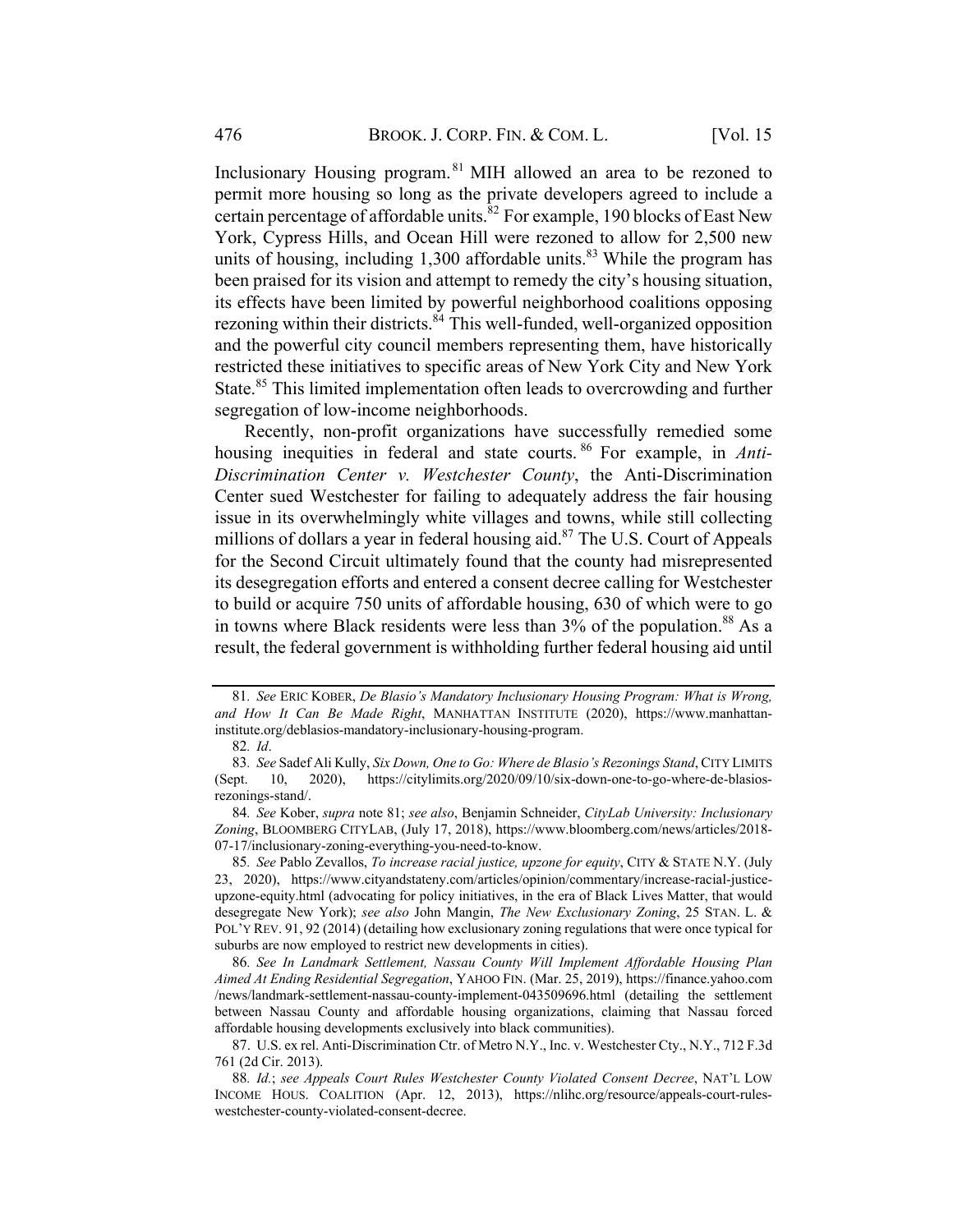Inclusionary Housing program.[81] MIH allowed an area to be rezoned to permit more housing so long as the private developers agreed to include a certain percentage of affordable units.[82] For example, 190 blocks of East New York, Cypress Hills, and Ocean Hill were rezoned to allow for 2,500 new units of housing, including 1,300 affordable units.[83] While the program has been praised for its vision and attempt to remedy the city's housing situation, its effects have been limited by powerful neighborhood coalitions opposing rezoning within their districts.[84] This well-funded, well-organized opposition and the powerful city council members representing them, have historically restricted these initiatives to specific areas of New York City and New York State.[85] This limited implementation often leads to overcrowding and further segregation of low-income neighborhoods.

Recently, non-profit organizations have successfully remedied some housing inequities in federal and state courts.[86] For example, in *Anti-Discrimination Center v. Westchester County*, the Anti-Discrimination Center sued Westchester for failing to adequately address the fair housing issue in its overwhelmingly white villages and towns, while still collecting millions of dollars a year in federal housing aid.[87] The U.S. Court of Appeals for the Second Circuit ultimately found that the county had misrepresented its desegregation efforts and entered a consent decree calling for Westchester to build or acquire 750 units of affordable housing, 630 of which were to go in towns where Black residents were less than 3% of the population.[88] As a result, the federal government is withholding further federal housing aid until

---

81. *See* ERIC KOBER, *De Blasio's Mandatory Inclusionary Housing Program: What is Wrong, and How It Can Be Made Right*, MANHATTAN INSTITUTE (2020), https://www.manhattan-institute.org/deblasios-mandatory-inclusionary-housing-program.

82. *Id*.

83. *See* Sadef Ali Kully, *Six Down, One to Go: Where de Blasio's Rezonings Stand*, CITY LIMITS (Sept. 10, 2020), https://citylimits.org/2020/09/10/six-down-one-to-go-where-de-blasios-rezonings-stand/.

84. *See* Kober, *supra* note 81; *see also*, Benjamin Schneider, *CityLab University: Inclusionary Zoning*, BLOOMBERG CITYLAB, (July 17, 2018), https://www.bloomberg.com/news/articles/2018-07-17/inclusionary-zoning-everything-you-need-to-know.

85. *See* Pablo Zevallos, *To increase racial justice, upzone for equity*, CITY & STATE N.Y. (July 23, 2020), https://www.cityandstateny.com/articles/opinion/commentary/increase-racial-justice-upzone-equity.html (advocating for policy initiatives, in the era of Black Lives Matter, that would desegregate New York); *see also* John Mangin, *The New Exclusionary Zoning*, 25 STAN. L. & POL'Y REV. 91, 92 (2014) (detailing how exclusionary zoning regulations that were once typical for suburbs are now employed to restrict new developments in cities).

86. *See In Landmark Settlement, Nassau County Will Implement Affordable Housing Plan Aimed At Ending Residential Segregation*, YAHOO FIN. (Mar. 25, 2019), https://finance.yahoo.com/news/landmark-settlement-nassau-county-implement-043509696.html (detailing the settlement between Nassau County and affordable housing organizations, claiming that Nassau forced affordable housing developments exclusively into black communities).

87. U.S. ex rel. Anti-Discrimination Ctr. of Metro N.Y., Inc. v. Westchester Cty., N.Y., 712 F.3d 761 (2d Cir. 2013).

88. *Id.*; *see Appeals Court Rules Westchester County Violated Consent Decree*, NAT'L LOW INCOME HOUS. COALITION (Apr. 12, 2013), https://nlihc.org/resource/appeals-court-rules-westchester-county-violated-consent-decree.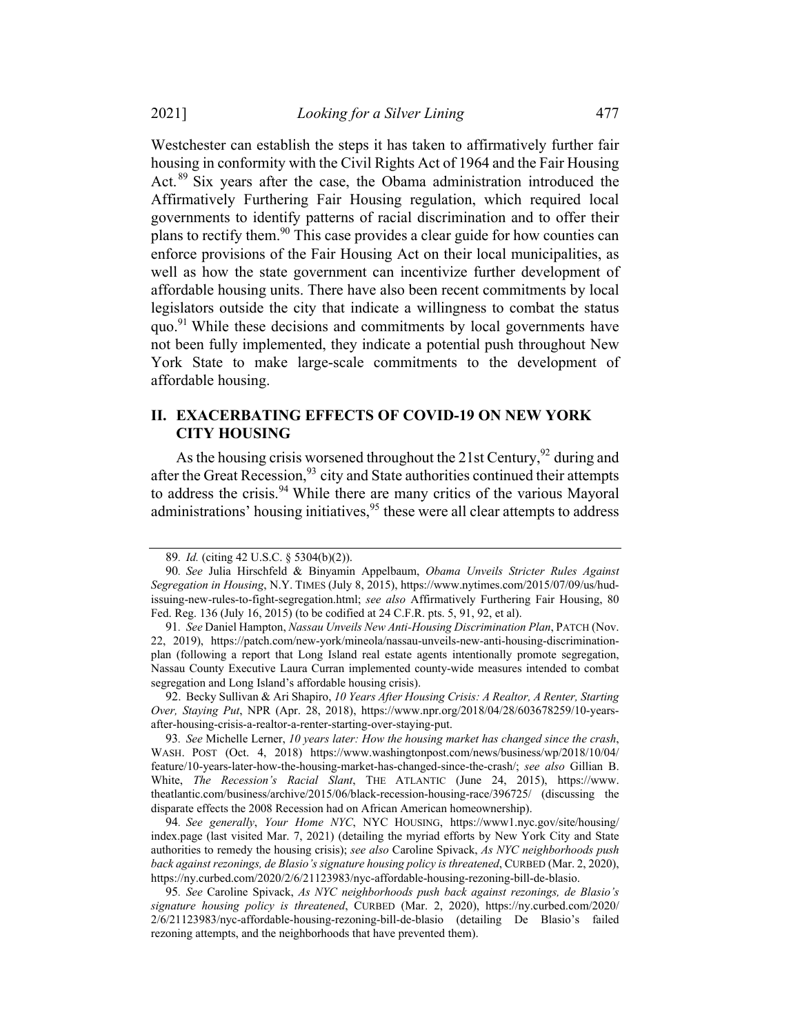Westchester can establish the steps it has taken to affirmatively further fair housing in conformity with the Civil Rights Act of 1964 and the Fair Housing Act.[89] Six years after the case, the Obama administration introduced the Affirmatively Furthering Fair Housing regulation, which required local governments to identify patterns of racial discrimination and to offer their plans to rectify them.[90] This case provides a clear guide for how counties can enforce provisions of the Fair Housing Act on their local municipalities, as well as how the state government can incentivize further development of affordable housing units. There have also been recent commitments by local legislators outside the city that indicate a willingness to combat the status quo.[91] While these decisions and commitments by local governments have not been fully implemented, they indicate a potential push throughout New York State to make large-scale commitments to the development of affordable housing.

## II. EXACERBATING EFFECTS OF COVID-19 ON NEW YORK CITY HOUSING

As the housing crisis worsened throughout the 21st Century,[92] during and after the Great Recession,[93] city and State authorities continued their attempts to address the crisis.[94] While there are many critics of the various Mayoral administrations' housing initiatives,[95] these were all clear attempts to address

---

89. *Id.* (citing 42 U.S.C. § 5304(b)(2)).

90. *See* Julia Hirschfeld & Binyamin Appelbaum, *Obama Unveils Stricter Rules Against Segregation in Housing*, N.Y. TIMES (July 8, 2015), https://www.nytimes.com/2015/07/09/us/hud-issuing-new-rules-to-fight-segregation.html; *see also* Affirmatively Furthering Fair Housing, 80 Fed. Reg. 136 (July 16, 2015) (to be codified at 24 C.F.R. pts. 5, 91, 92, et al).

91. *See* Daniel Hampton, *Nassau Unveils New Anti-Housing Discrimination Plan*, PATCH (Nov. 22, 2019), https://patch.com/new-york/mineola/nassau-unveils-new-anti-housing-discrimination-plan (following a report that Long Island real estate agents intentionally promote segregation, Nassau County Executive Laura Curran implemented county-wide measures intended to combat segregation and Long Island's affordable housing crisis).

92. Becky Sullivan & Ari Shapiro, *10 Years After Housing Crisis: A Realtor, A Renter, Starting Over, Staying Put*, NPR (Apr. 28, 2018), https://www.npr.org/2018/04/28/603678259/10-years-after-housing-crisis-a-realtor-a-renter-starting-over-staying-put.

93. *See* Michelle Lerner, *10 years later: How the housing market has changed since the crash*, WASH. POST (Oct. 4, 2018) https://www.washingtonpost.com/news/business/wp/2018/10/04/feature/10-years-later-how-the-housing-market-has-changed-since-the-crash/; *see also* Gillian B. White, *The Recession's Racial Slant*, THE ATLANTIC (June 24, 2015), https://www.theatlantic.com/business/archive/2015/06/black-recession-housing-race/396725/ (discussing the disparate effects the 2008 Recession had on African American homeownership).

94. *See generally*, *Your Home NYC*, NYC HOUSING, https://www1.nyc.gov/site/housing/index.page (last visited Mar. 7, 2021) (detailing the myriad efforts by New York City and State authorities to remedy the housing crisis); *see also* Caroline Spivack, *As NYC neighborhoods push back against rezonings, de Blasio's signature housing policy is threatened*, CURBED (Mar. 2, 2020), https://ny.curbed.com/2020/2/6/21123983/nyc-affordable-housing-rezoning-bill-de-blasio.

95. *See* Caroline Spivack, *As NYC neighborhoods push back against rezonings, de Blasio's signature housing policy is threatened*, CURBED (Mar. 2, 2020), https://ny.curbed.com/2020/2/6/21123983/nyc-affordable-housing-rezoning-bill-de-blasio (detailing De Blasio's failed rezoning attempts, and the neighborhoods that have prevented them).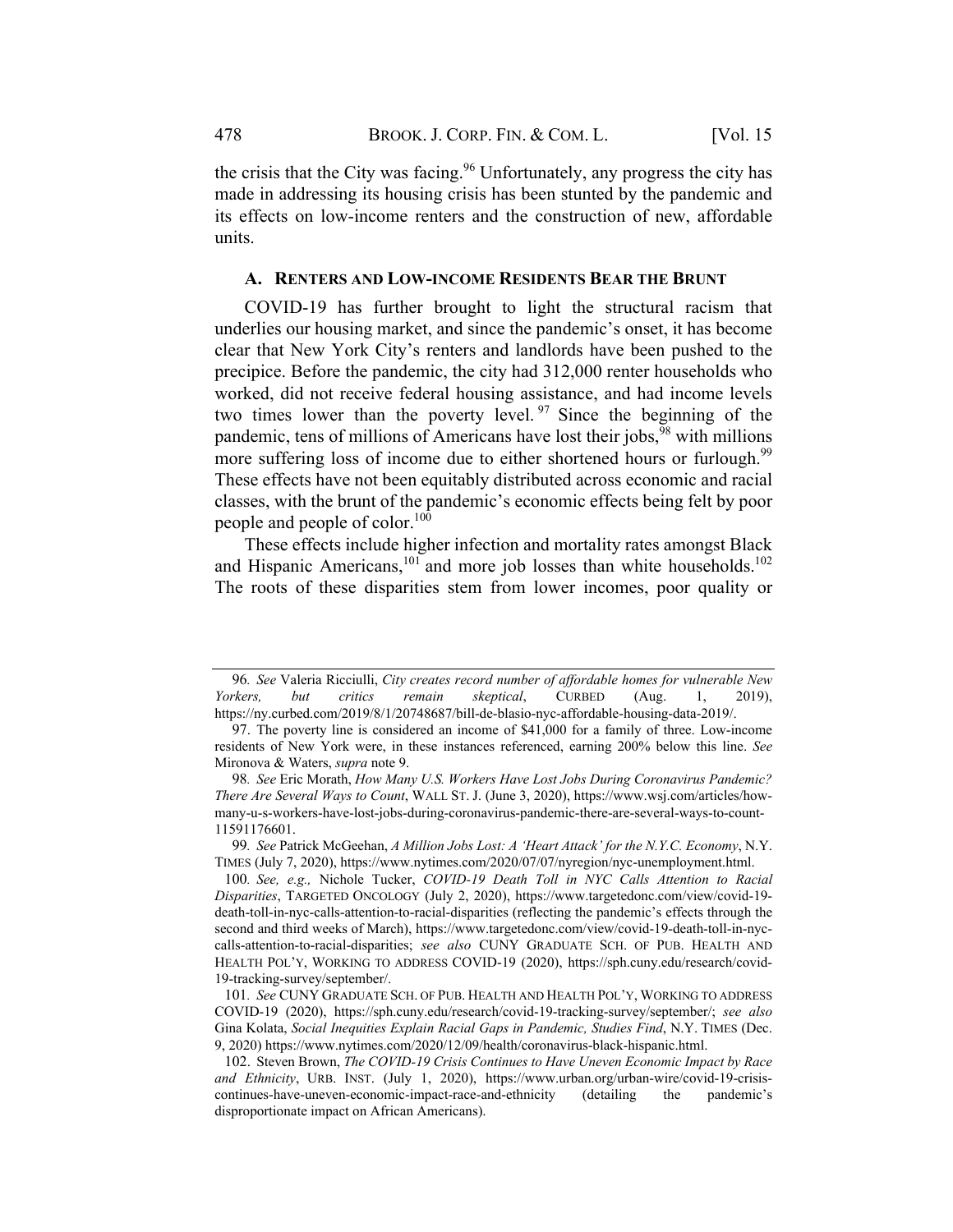the crisis that the City was facing.[96] Unfortunately, any progress the city has made in addressing its housing crisis has been stunted by the pandemic and its effects on low-income renters and the construction of new, affordable units.

### A. RENTERS AND LOW-INCOME RESIDENTS BEAR THE BRUNT

COVID-19 has further brought to light the structural racism that underlies our housing market, and since the pandemic's onset, it has become clear that New York City's renters and landlords have been pushed to the precipice. Before the pandemic, the city had 312,000 renter households who worked, did not receive federal housing assistance, and had income levels two times lower than the poverty level.[97] Since the beginning of the pandemic, tens of millions of Americans have lost their jobs,[98] with millions more suffering loss of income due to either shortened hours or furlough.[99] These effects have not been equitably distributed across economic and racial classes, with the brunt of the pandemic's economic effects being felt by poor people and people of color.[100]

These effects include higher infection and mortality rates amongst Black and Hispanic Americans,[101] and more job losses than white households.[102] The roots of these disparities stem from lower incomes, poor quality or

---

96. *See* Valeria Ricciulli, *City creates record number of affordable homes for vulnerable New Yorkers, but critics remain skeptical*, CURBED (Aug. 1, 2019), https://ny.curbed.com/2019/8/1/20748687/bill-de-blasio-nyc-affordable-housing-data-2019/.

97. The poverty line is considered an income of $41,000 for a family of three. Low-income residents of New York were, in these instances referenced, earning 200% below this line. *See* Mironova & Waters, *supra* note 9.

98. *See* Eric Morath, *How Many U.S. Workers Have Lost Jobs During Coronavirus Pandemic? There Are Several Ways to Count*, WALL ST. J. (June 3, 2020), https://www.wsj.com/articles/how-many-u-s-workers-have-lost-jobs-during-coronavirus-pandemic-there-are-several-ways-to-count-11591176601.

99. *See* Patrick McGeehan, *A Million Jobs Lost: A 'Heart Attack' for the N.Y.C. Economy*, N.Y. TIMES (July 7, 2020), https://www.nytimes.com/2020/07/07/nyregion/nyc-unemployment.html.

100. *See, e.g.,* Nichole Tucker, *COVID-19 Death Toll in NYC Calls Attention to Racial Disparities*, TARGETED ONCOLOGY (July 2, 2020), https://www.targetedonc.com/view/covid-19-death-toll-in-nyc-calls-attention-to-racial-disparities (reflecting the pandemic's effects through the second and third weeks of March), https://www.targetedonc.com/view/covid-19-death-toll-in-nyc-calls-attention-to-racial-disparities; *see also* CUNY GRADUATE SCH. OF PUB. HEALTH AND HEALTH POL'Y, WORKING TO ADDRESS COVID-19 (2020), https://sph.cuny.edu/research/covid-19-tracking-survey/september/.

101. *See* CUNY GRADUATE SCH. OF PUB. HEALTH AND HEALTH POL'Y, WORKING TO ADDRESS COVID-19 (2020), https://sph.cuny.edu/research/covid-19-tracking-survey/september/; *see also* Gina Kolata, *Social Inequities Explain Racial Gaps in Pandemic, Studies Find*, N.Y. TIMES (Dec. 9, 2020) https://www.nytimes.com/2020/12/09/health/coronavirus-black-hispanic.html.

102. Steven Brown, *The COVID-19 Crisis Continues to Have Uneven Economic Impact by Race and Ethnicity*, URB. INST. (July 1, 2020), https://www.urban.org/urban-wire/covid-19-crisis-continues-have-uneven-economic-impact-race-and-ethnicity (detailing the pandemic's disproportionate impact on African Americans).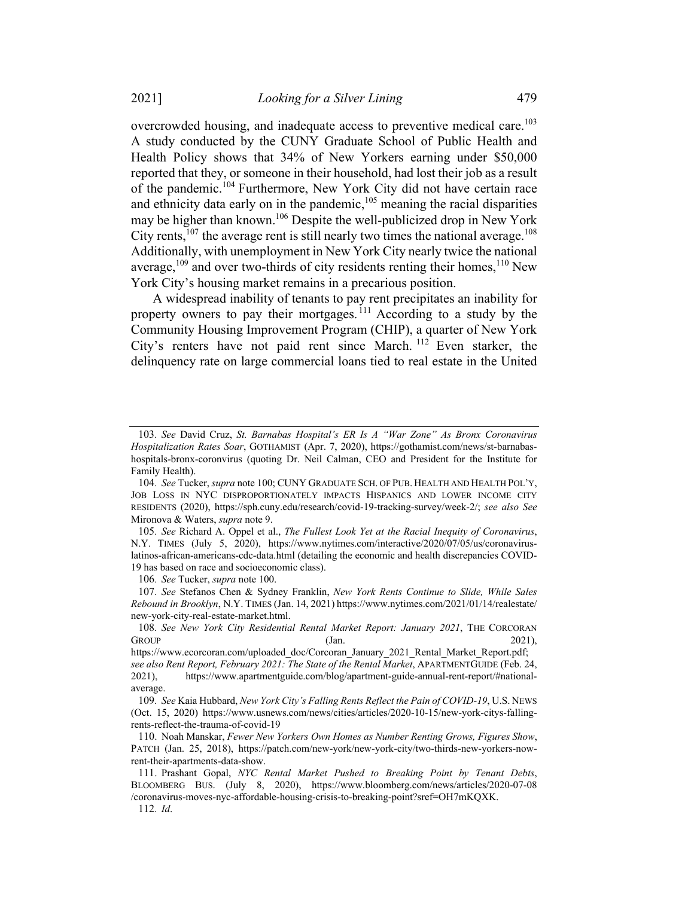overcrowded housing, and inadequate access to preventive medical care.[103] A study conducted by the CUNY Graduate School of Public Health and Health Policy shows that 34% of New Yorkers earning under $50,000 reported that they, or someone in their household, had lost their job as a result of the pandemic.[104] Furthermore, New York City did not have certain race and ethnicity data early on in the pandemic,[105] meaning the racial disparities may be higher than known.[106] Despite the well-publicized drop in New York City rents,[107] the average rent is still nearly two times the national average.[108] Additionally, with unemployment in New York City nearly twice the national average,[109] and over two-thirds of city residents renting their homes,[110] New York City's housing market remains in a precarious position.

A widespread inability of tenants to pay rent precipitates an inability for property owners to pay their mortgages.[111] According to a study by the Community Housing Improvement Program (CHIP), a quarter of New York City's renters have not paid rent since March.[112] Even starker, the delinquency rate on large commercial loans tied to real estate in the United

---

103. *See* David Cruz, *St. Barnabas Hospital's ER Is A "War Zone" As Bronx Coronavirus Hospitalization Rates Soar*, GOTHAMIST (Apr. 7, 2020), https://gothamist.com/news/st-barnabas-hospitals-bronx-coronavirus (quoting Dr. Neil Calman, CEO and President for the Institute for Family Health).

104. *See* Tucker, *supra* note 100; CUNY GRADUATE SCH. OF PUB. HEALTH AND HEALTH POL'Y, JOB LOSS IN NYC DISPROPORTIONATELY IMPACTS HISPANICS AND LOWER INCOME CITY RESIDENTS (2020), https://sph.cuny.edu/research/covid-19-tracking-survey/week-2/; *see also See* Mironova & Waters, *supra* note 9.

105. *See* Richard A. Oppel et al., *The Fullest Look Yet at the Racial Inequity of Coronavirus*, N.Y. TIMES (July 5, 2020), https://www.nytimes.com/interactive/2020/07/05/us/coronavirus-latinos-african-americans-cdc-data.html (detailing the economic and health discrepancies COVID-19 has based on race and socioeconomic class).

106. *See* Tucker, *supra* note 100.

107. *See* Stefanos Chen & Sydney Franklin, *New York Rents Continue to Slide, While Sales Rebound in Brooklyn*, N.Y. TIMES (Jan. 14, 2021) https://www.nytimes.com/2021/01/14/realestate/new-york-city-real-estate-market.html.

108. *See New York City Residential Rental Market Report: January 2021*, THE CORCORAN GROUP (Jan. 2021), https://www.ecorcoran.com/uploaded_doc/Corcoran_January_2021_Rental_Market_Report.pdf; *see also Rent Report, February 2021: The State of the Rental Market*, APARTMENTGUIDE (Feb. 24, 2021), https://www.apartmentguide.com/blog/apartment-guide-annual-rent-report/#national-average.

109. *See* Kaia Hubbard, *New York City's Falling Rents Reflect the Pain of COVID-19*, U.S. NEWS (Oct. 15, 2020) https://www.usnews.com/news/cities/articles/2020-10-15/new-york-citys-falling-rents-reflect-the-trauma-of-covid-19

110. Noah Manskar, *Fewer New Yorkers Own Homes as Number Renting Grows, Figures Show*, PATCH (Jan. 25, 2018), https://patch.com/new-york/new-york-city/two-thirds-new-yorkers-now-rent-their-apartments-data-show.

111. Prashant Gopal, *NYC Rental Market Pushed to Breaking Point by Tenant Debts*, BLOOMBERG BUS. (July 8, 2020), https://www.bloomberg.com/news/articles/2020-07-08/coronavirus-moves-nyc-affordable-housing-crisis-to-breaking-point?sref=OH7mKQXK.

112. *Id*.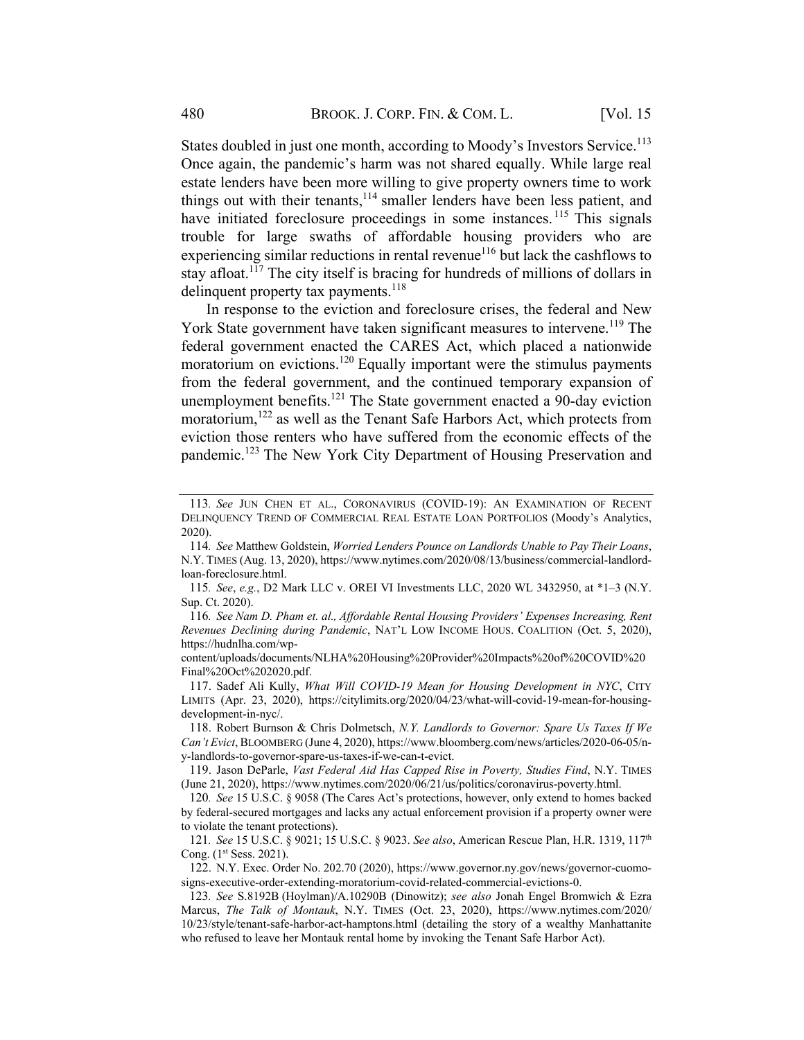States doubled in just one month, according to Moody's Investors Service.[113] Once again, the pandemic's harm was not shared equally. While large real estate lenders have been more willing to give property owners time to work things out with their tenants,[114] smaller lenders have been less patient, and have initiated foreclosure proceedings in some instances.[115] This signals trouble for large swaths of affordable housing providers who are experiencing similar reductions in rental revenue[116] but lack the cashflows to stay afloat.[117] The city itself is bracing for hundreds of millions of dollars in delinquent property tax payments.[118]

In response to the eviction and foreclosure crises, the federal and New York State government have taken significant measures to intervene.[119] The federal government enacted the CARES Act, which placed a nationwide moratorium on evictions.[120] Equally important were the stimulus payments from the federal government, and the continued temporary expansion of unemployment benefits.[121] The State government enacted a 90-day eviction moratorium,[122] as well as the Tenant Safe Harbors Act, which protects from eviction those renters who have suffered from the economic effects of the pandemic.[123] The New York City Department of Housing Preservation and

---

113. *See* JUN CHEN ET AL., CORONAVIRUS (COVID-19): AN EXAMINATION OF RECENT DELINQUENCY TREND OF COMMERCIAL REAL ESTATE LOAN PORTFOLIOS (Moody's Analytics, 2020).

114. *See* Matthew Goldstein, *Worried Lenders Pounce on Landlords Unable to Pay Their Loans*, N.Y. TIMES (Aug. 13, 2020), https://www.nytimes.com/2020/08/13/business/commercial-landlord-loan-foreclosure.html.

115. *See*, *e.g.*, D2 Mark LLC v. OREI VI Investments LLC, 2020 WL 3432950, at *1–3 (N.Y. Sup. Ct. 2020).

116. *See Nam D. Pham et. al., Affordable Rental Housing Providers' Expenses Increasing, Rent Revenues Declining during Pandemic*, NAT'L LOW INCOME HOUS. COALITION (Oct. 5, 2020), https://hudnlha.com/wp-content/uploads/documents/NLHA%20Housing%20Provider%20Impacts%20of%20COVID%20Final%20Oct%202020.pdf.

117. Sadef Ali Kully, *What Will COVID-19 Mean for Housing Development in NYC*, CITY LIMITS (Apr. 23, 2020), https://citylimits.org/2020/04/23/what-will-covid-19-mean-for-housing-development-in-nyc/.

118. Robert Burnson & Chris Dolmetsch, *N.Y. Landlords to Governor: Spare Us Taxes If We Can't Evict*, BLOOMBERG (June 4, 2020), https://www.bloomberg.com/news/articles/2020-06-05/n-y-landlords-to-governor-spare-us-taxes-if-we-can-t-evict.

119. Jason DeParle, *Vast Federal Aid Has Capped Rise in Poverty, Studies Find*, N.Y. TIMES (June 21, 2020), https://www.nytimes.com/2020/06/21/us/politics/coronavirus-poverty.html.

120. *See* 15 U.S.C. § 9058 (The Cares Act's protections, however, only extend to homes backed by federal-secured mortgages and lacks any actual enforcement provision if a property owner were to violate the tenant protections).

121. *See* 15 U.S.C. § 9021; 15 U.S.C. § 9023. *See also*, American Rescue Plan, H.R. 1319, 117th Cong. (1st Sess. 2021).

122. N.Y. Exec. Order No. 202.70 (2020), https://www.governor.ny.gov/news/governor-cuomo-signs-executive-order-extending-moratorium-covid-related-commercial-evictions-0.

123. *See* S.8192B (Hoylman)/A.10290B (Dinowitz); *see also* Jonah Engel Bromwich & Ezra Marcus, *The Talk of Montauk*, N.Y. TIMES (Oct. 23, 2020), https://www.nytimes.com/2020/10/23/style/tenant-safe-harbor-act-hamptons.html (detailing the story of a wealthy Manhattanite who refused to leave her Montauk rental home by invoking the Tenant Safe Harbor Act).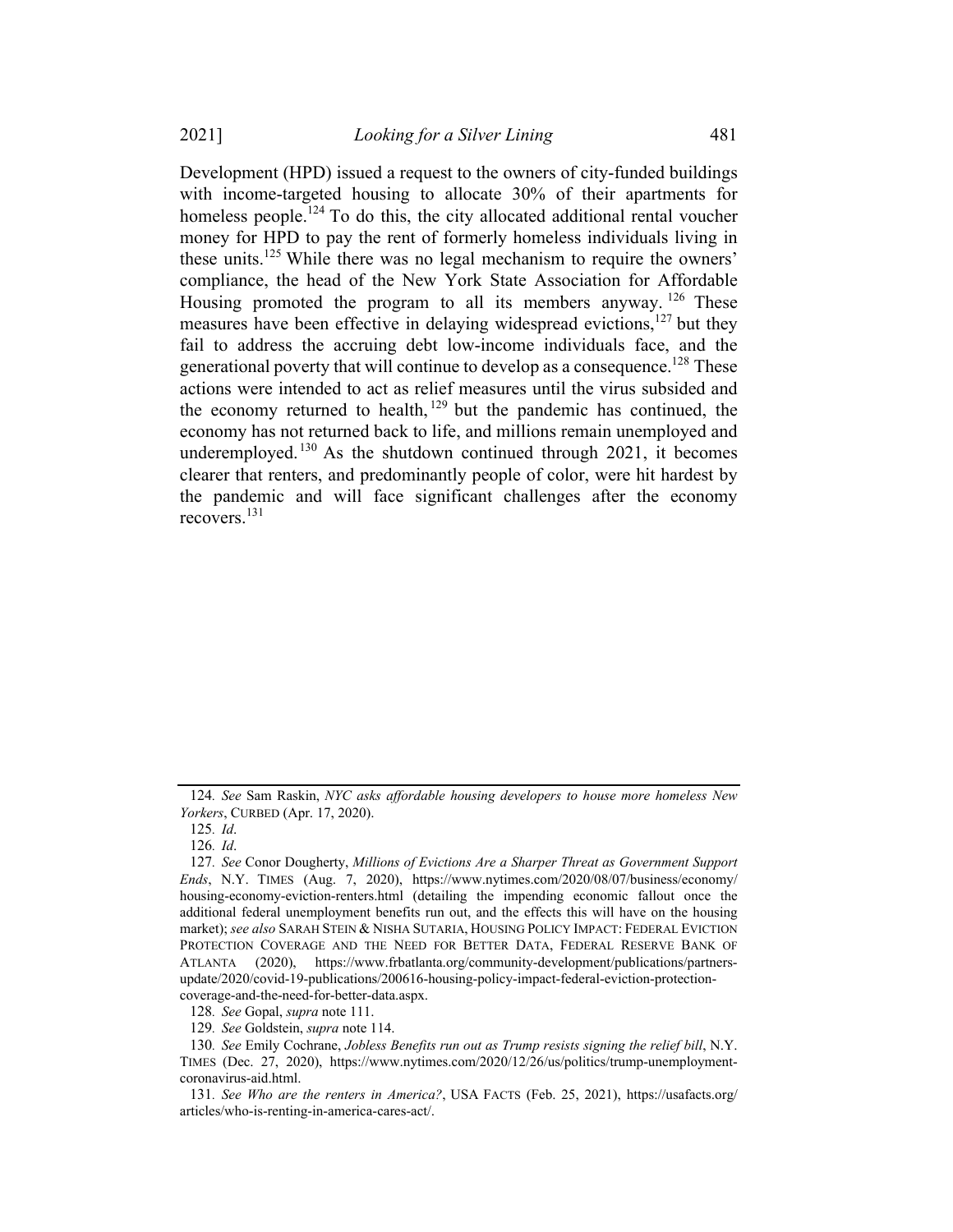Development (HPD) issued a request to the owners of city-funded buildings with income-targeted housing to allocate 30% of their apartments for homeless people.[124] To do this, the city allocated additional rental voucher money for HPD to pay the rent of formerly homeless individuals living in these units.[125] While there was no legal mechanism to require the owners' compliance, the head of the New York State Association for Affordable Housing promoted the program to all its members anyway.[126] These measures have been effective in delaying widespread evictions,[127] but they fail to address the accruing debt low-income individuals face, and the generational poverty that will continue to develop as a consequence.[128] These actions were intended to act as relief measures until the virus subsided and the economy returned to health,[129] but the pandemic has continued, the economy has not returned back to life, and millions remain unemployed and underemployed.[130] As the shutdown continued through 2021, it becomes clearer that renters, and predominantly people of color, were hit hardest by the pandemic and will face significant challenges after the economy recovers.[131]

---

124. *See* Sam Raskin, *NYC asks affordable housing developers to house more homeless New Yorkers*, CURBED (Apr. 17, 2020).

125. *Id*.

126. *Id*.

127. *See* Conor Dougherty, *Millions of Evictions Are a Sharper Threat as Government Support Ends*, N.Y. TIMES (Aug. 7, 2020), https://www.nytimes.com/2020/08/07/business/economy/housing-economy-eviction-renters.html (detailing the impending economic fallout once the additional federal unemployment benefits run out, and the effects this will have on the housing market); *see also* SARAH STEIN & NISHA SUTARIA, HOUSING POLICY IMPACT: FEDERAL EVICTION PROTECTION COVERAGE AND THE NEED FOR BETTER DATA, FEDERAL RESERVE BANK OF ATLANTA (2020), https://www.frbatlanta.org/community-development/publications/partners-update/2020/covid-19-publications/200616-housing-policy-impact-federal-eviction-protection-coverage-and-the-need-for-better-data.aspx.

128. *See* Gopal, *supra* note 111.

129. *See* Goldstein, *supra* note 114.

130. *See* Emily Cochrane, *Jobless Benefits run out as Trump resists signing the relief bill*, N.Y. TIMES (Dec. 27, 2020), https://www.nytimes.com/2020/12/26/us/politics/trump-unemployment-coronavirus-aid.html.

131. *See Who are the renters in America?*, USA FACTS (Feb. 25, 2021), https://usafacts.org/articles/who-is-renting-in-america-cares-act/.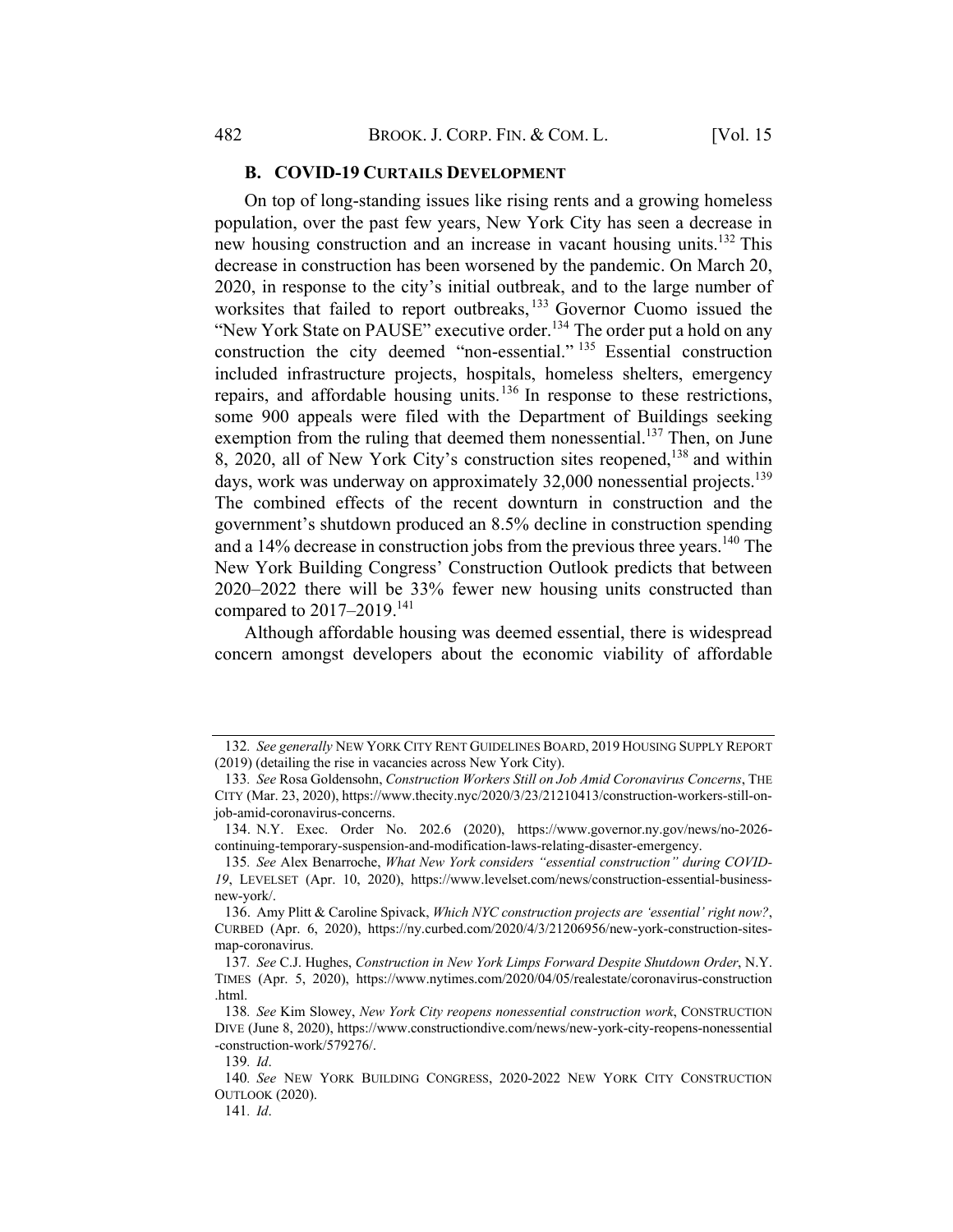### B. COVID-19 CURTAILS DEVELOPMENT

On top of long-standing issues like rising rents and a growing homeless population, over the past few years, New York City has seen a decrease in new housing construction and an increase in vacant housing units.[132] This decrease in construction has been worsened by the pandemic. On March 20, 2020, in response to the city's initial outbreak, and to the large number of worksites that failed to report outbreaks,[133] Governor Cuomo issued the "New York State on PAUSE" executive order.[134] The order put a hold on any construction the city deemed "non-essential."[135] Essential construction included infrastructure projects, hospitals, homeless shelters, emergency repairs, and affordable housing units.[136] In response to these restrictions, some 900 appeals were filed with the Department of Buildings seeking exemption from the ruling that deemed them nonessential.[137] Then, on June 8, 2020, all of New York City's construction sites reopened,[138] and within days, work was underway on approximately 32,000 nonessential projects.[139] The combined effects of the recent downturn in construction and the government's shutdown produced an 8.5% decline in construction spending and a 14% decrease in construction jobs from the previous three years.[140] The New York Building Congress' Construction Outlook predicts that between 2020–2022 there will be 33% fewer new housing units constructed than compared to 2017–2019.[141]

Although affordable housing was deemed essential, there is widespread concern amongst developers about the economic viability of affordable

---

132. *See generally* NEW YORK CITY RENT GUIDELINES BOARD, 2019 HOUSING SUPPLY REPORT (2019) (detailing the rise in vacancies across New York City).

133. *See* Rosa Goldensohn, *Construction Workers Still on Job Amid Coronavirus Concerns*, THE CITY (Mar. 23, 2020), https://www.thecity.nyc/2020/3/23/21210413/construction-workers-still-on-job-amid-coronavirus-concerns.

134. N.Y. Exec. Order No. 202.6 (2020), https://www.governor.ny.gov/news/no-2026-continuing-temporary-suspension-and-modification-laws-relating-disaster-emergency.

135. *See* Alex Benarroche, *What New York considers "essential construction" during COVID-19*, LEVELSET (Apr. 10, 2020), https://www.levelset.com/news/construction-essential-business-new-york/.

136. Amy Plitt & Caroline Spivack, *Which NYC construction projects are 'essential' right now?*, CURBED (Apr. 6, 2020), https://ny.curbed.com/2020/4/3/21206956/new-york-construction-sites-map-coronavirus.

137. *See* C.J. Hughes, *Construction in New York Limps Forward Despite Shutdown Order*, N.Y. TIMES (Apr. 5, 2020), https://www.nytimes.com/2020/04/05/realestate/coronavirus-construction.html.

138. *See* Kim Slowey, *New York City reopens nonessential construction work*, CONSTRUCTION DIVE (June 8, 2020), https://www.constructiondive.com/news/new-york-city-reopens-nonessential-construction-work/579276/.

139. *Id*.

140. *See* NEW YORK BUILDING CONGRESS, 2020-2022 NEW YORK CITY CONSTRUCTION OUTLOOK (2020).

141. *Id*.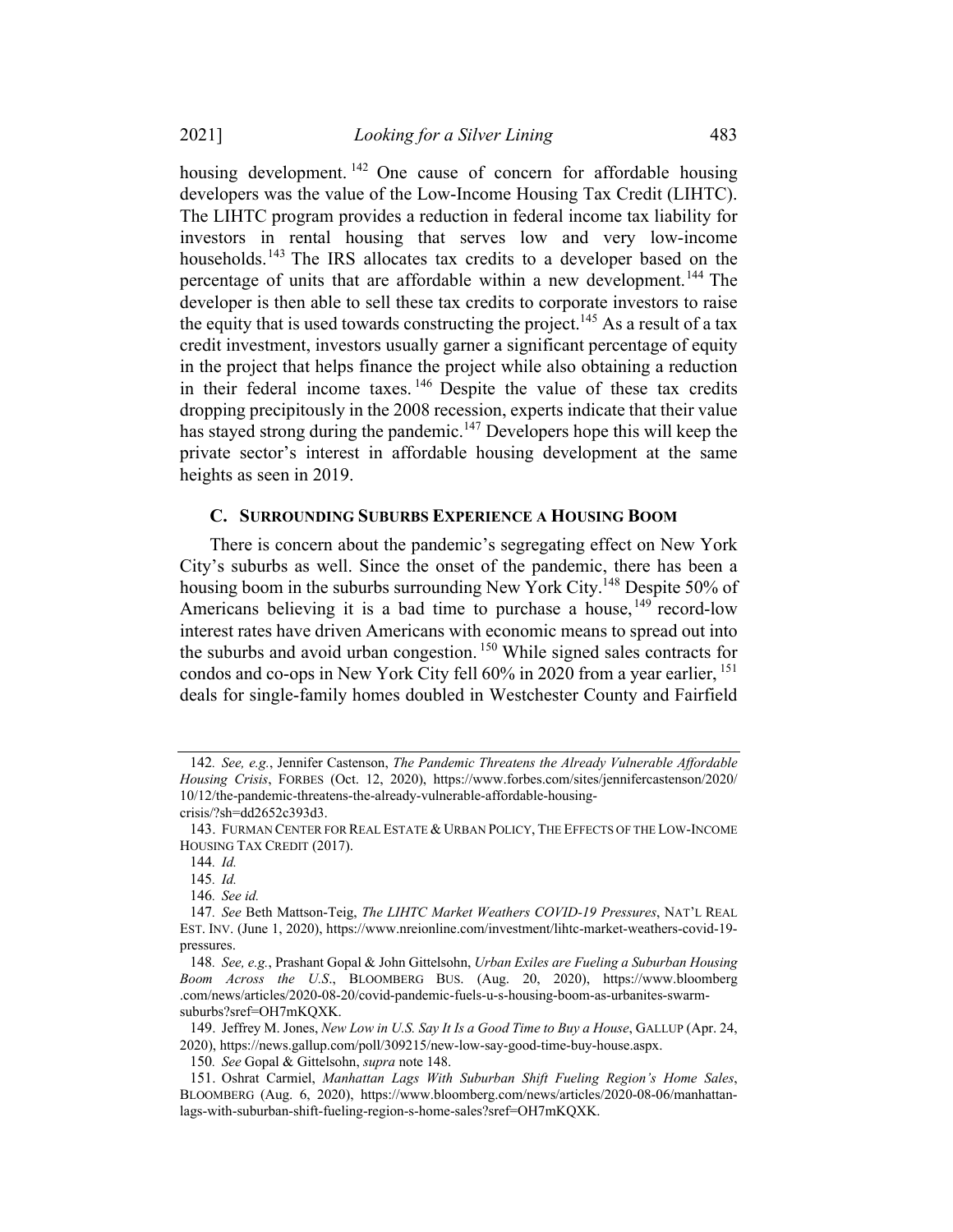housing development.[142] One cause of concern for affordable housing developers was the value of the Low-Income Housing Tax Credit (LIHTC). The LIHTC program provides a reduction in federal income tax liability for investors in rental housing that serves low and very low-income households.[143] The IRS allocates tax credits to a developer based on the percentage of units that are affordable within a new development.[144] The developer is then able to sell these tax credits to corporate investors to raise the equity that is used towards constructing the project.[145] As a result of a tax credit investment, investors usually garner a significant percentage of equity in the project that helps finance the project while also obtaining a reduction in their federal income taxes.[146] Despite the value of these tax credits dropping precipitously in the 2008 recession, experts indicate that their value has stayed strong during the pandemic.[147] Developers hope this will keep the private sector's interest in affordable housing development at the same heights as seen in 2019.

### C. Surrounding Suburbs Experience a Housing Boom

There is concern about the pandemic's segregating effect on New York City's suburbs as well. Since the onset of the pandemic, there has been a housing boom in the suburbs surrounding New York City.[148] Despite 50% of Americans believing it is a bad time to purchase a house,[149] record-low interest rates have driven Americans with economic means to spread out into the suburbs and avoid urban congestion.[150] While signed sales contracts for condos and co-ops in New York City fell 60% in 2020 from a year earlier,[151] deals for single-family homes doubled in Westchester County and Fairfield

---

142. *See, e.g.*, Jennifer Castenson, *The Pandemic Threatens the Already Vulnerable Affordable Housing Crisis*, FORBES (Oct. 12, 2020), https://www.forbes.com/sites/jennifercastenson/2020/10/12/the-pandemic-threatens-the-already-vulnerable-affordable-housing-crisis/?sh=dd2652c393d3.

143. FURMAN CENTER FOR REAL ESTATE & URBAN POLICY, THE EFFECTS OF THE LOW-INCOME HOUSING TAX CREDIT (2017).

144. *Id.*

145. *Id.*

146. *See id.*

147. *See* Beth Mattson-Teig, *The LIHTC Market Weathers COVID-19 Pressures*, NAT'L REAL EST. INV. (June 1, 2020), https://www.nreionline.com/investment/lihtc-market-weathers-covid-19-pressures.

148. *See, e.g.*, Prashant Gopal & John Gittelsohn, *Urban Exiles are Fueling a Suburban Housing Boom Across the U.S.*, BLOOMBERG BUS. (Aug. 20, 2020), https://www.bloomberg.com/news/articles/2020-08-20/covid-pandemic-fuels-u-s-housing-boom-as-urbanites-swarm-suburbs?sref=OH7mKQXK.

149. Jeffrey M. Jones, *New Low in U.S. Say It Is a Good Time to Buy a House*, GALLUP (Apr. 24, 2020), https://news.gallup.com/poll/309215/new-low-say-good-time-buy-house.aspx.

150. *See* Gopal & Gittelsohn, *supra* note 148.

151. Oshrat Carmiel, *Manhattan Lags With Suburban Shift Fueling Region's Home Sales*, BLOOMBERG (Aug. 6, 2020), https://www.bloomberg.com/news/articles/2020-08-06/manhattan-lags-with-suburban-shift-fueling-region-s-home-sales?sref=OH7mKQXK.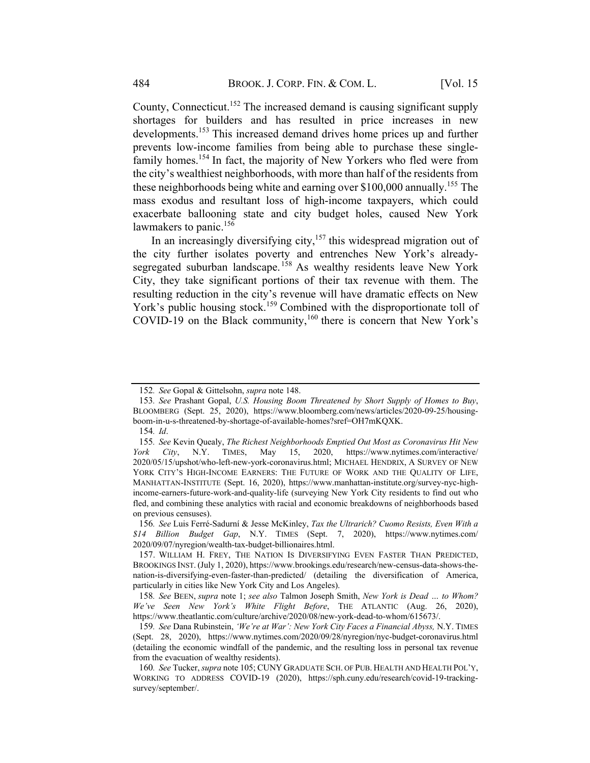County, Connecticut.[152] The increased demand is causing significant supply shortages for builders and has resulted in price increases in new developments.[153] This increased demand drives home prices up and further prevents low-income families from being able to purchase these single-family homes.[154] In fact, the majority of New Yorkers who fled were from the city's wealthiest neighborhoods, with more than half of the residents from these neighborhoods being white and earning over $100,000 annually.[155] The mass exodus and resultant loss of high-income taxpayers, which could exacerbate ballooning state and city budget holes, caused New York lawmakers to panic.[156]

In an increasingly diversifying city,[157] this widespread migration out of the city further isolates poverty and entrenches New York's already-segregated suburban landscape.[158] As wealthy residents leave New York City, they take significant portions of their tax revenue with them. The resulting reduction in the city's revenue will have dramatic effects on New York's public housing stock.[159] Combined with the disproportionate toll of COVID-19 on the Black community,[160] there is concern that New York's

---

152. *See* Gopal & Gittelsohn, *supra* note 148.

153. *See* Prashant Gopal, *U.S. Housing Boom Threatened by Short Supply of Homes to Buy*, BLOOMBERG (Sept. 25, 2020), https://www.bloomberg.com/news/articles/2020-09-25/housing-boom-in-u-s-threatened-by-shortage-of-available-homes?sref=OH7mKQXK.

154. *Id*.

155. *See* Kevin Quealy, *The Richest Neighborhoods Emptied Out Most as Coronavirus Hit New York City*, N.Y. TIMES, May 15, 2020, https://www.nytimes.com/interactive/2020/05/15/upshot/who-left-new-york-coronavirus.html; MICHAEL HENDRIX, A SURVEY OF NEW YORK CITY'S HIGH-INCOME EARNERS: THE FUTURE OF WORK AND THE QUALITY OF LIFE, MANHATTAN-INSTITUTE (Sept. 16, 2020), https://www.manhattan-institute.org/survey-nyc-high-income-earners-future-work-and-quality-life (surveying New York City residents to find out who fled, and combining these analytics with racial and economic breakdowns of neighborhoods based on previous censuses).

156. *See* Luis Ferré-Sadurní & Jesse McKinley, *Tax the Ultrarich? Cuomo Resists, Even With a $14 Billion Budget Gap*, N.Y. TIMES (Sept. 7, 2020), https://www.nytimes.com/2020/09/07/nyregion/wealth-tax-budget-billionaires.html.

157. WILLIAM H. FREY, THE NATION IS DIVERSIFYING EVEN FASTER THAN PREDICTED, BROOKINGS INST. (July 1, 2020), https://www.brookings.edu/research/new-census-data-shows-the-nation-is-diversifying-even-faster-than-predicted/ (detailing the diversification of America, particularly in cities like New York City and Los Angeles).

158. *See* BEEN, *supra* note 1; *see also* Talmon Joseph Smith, *New York is Dead … to Whom? We've Seen New York's White Flight Before*, THE ATLANTIC (Aug. 26, 2020), https://www.theatlantic.com/culture/archive/2020/08/new-york-dead-to-whom/615673/.

159. *See* Dana Rubinstein, *'We're at War': New York City Faces a Financial Abyss,* N.Y. TIMES (Sept. 28, 2020), https://www.nytimes.com/2020/09/28/nyregion/nyc-budget-coronavirus.html (detailing the economic windfall of the pandemic, and the resulting loss in personal tax revenue from the evacuation of wealthy residents).

160. *See* Tucker, *supra* note 105; CUNY GRADUATE SCH. OF PUB. HEALTH AND HEALTH POL'Y, WORKING TO ADDRESS COVID-19 (2020), https://sph.cuny.edu/research/covid-19-tracking-survey/september/.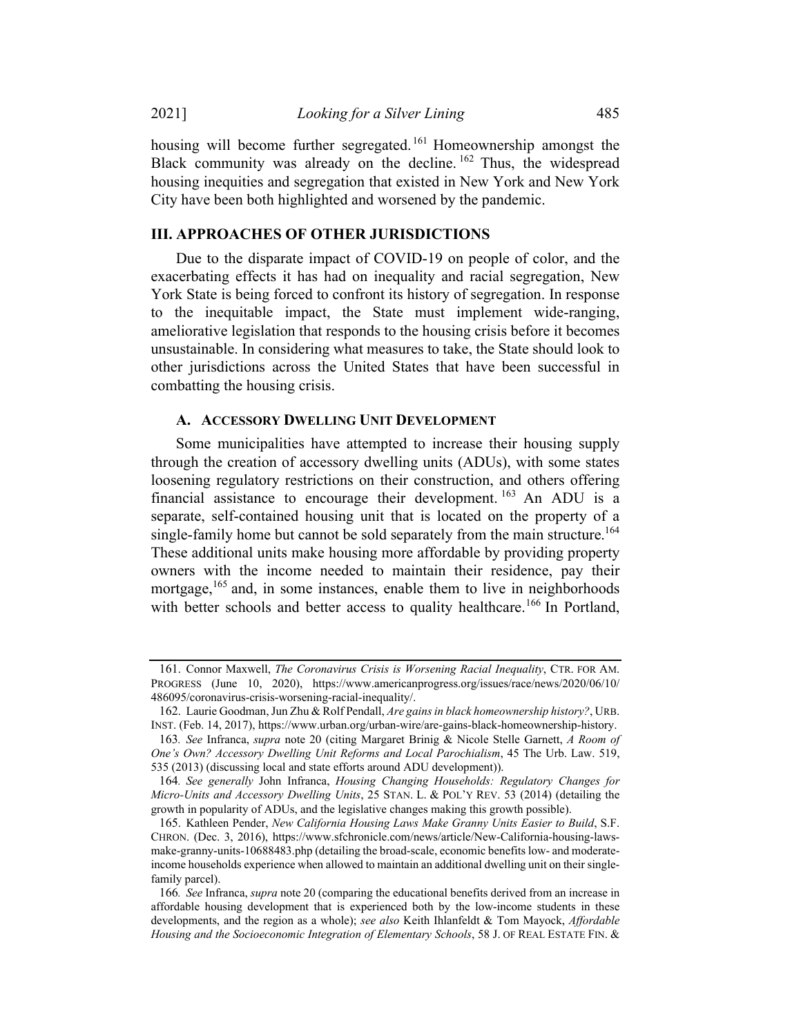housing will become further segregated.[161] Homeownership amongst the Black community was already on the decline.[162] Thus, the widespread housing inequities and segregation that existed in New York and New York City have been both highlighted and worsened by the pandemic.

## III. APPROACHES OF OTHER JURISDICTIONS

Due to the disparate impact of COVID-19 on people of color, and the exacerbating effects it has had on inequality and racial segregation, New York State is being forced to confront its history of segregation. In response to the inequitable impact, the State must implement wide-ranging, ameliorative legislation that responds to the housing crisis before it becomes unsustainable. In considering what measures to take, the State should look to other jurisdictions across the United States that have been successful in combatting the housing crisis.

### A. Accessory Dwelling Unit Development

Some municipalities have attempted to increase their housing supply through the creation of accessory dwelling units (ADUs), with some states loosening regulatory restrictions on their construction, and others offering financial assistance to encourage their development.[163] An ADU is a separate, self-contained housing unit that is located on the property of a single-family home but cannot be sold separately from the main structure.[164] These additional units make housing more affordable by providing property owners with the income needed to maintain their residence, pay their mortgage,[165] and, in some instances, enable them to live in neighborhoods with better schools and better access to quality healthcare.[166] In Portland,

---

161. Connor Maxwell, *The Coronavirus Crisis is Worsening Racial Inequality*, CTR. FOR AM. PROGRESS (June 10, 2020), https://www.americanprogress.org/issues/race/news/2020/06/10/486095/coronavirus-crisis-worsening-racial-inequality/.

162. Laurie Goodman, Jun Zhu & Rolf Pendall, *Are gains in black homeownership history?*, URB. INST. (Feb. 14, 2017), https://www.urban.org/urban-wire/are-gains-black-homeownership-history.

163. *See* Infranca, *supra* note 20 (citing Margaret Brinig & Nicole Stelle Garnett, *A Room of One's Own? Accessory Dwelling Unit Reforms and Local Parochialism*, 45 The Urb. Law. 519, 535 (2013) (discussing local and state efforts around ADU development)).

164. *See generally* John Infranca, *Housing Changing Households: Regulatory Changes for Micro-Units and Accessory Dwelling Units*, 25 STAN. L. & POL'Y REV. 53 (2014) (detailing the growth in popularity of ADUs, and the legislative changes making this growth possible).

165. Kathleen Pender, *New California Housing Laws Make Granny Units Easier to Build*, S.F. CHRON. (Dec. 3, 2016), https://www.sfchronicle.com/news/article/New-California-housing-laws-make-granny-units-10688483.php (detailing the broad-scale, economic benefits low- and moderate-income households experience when allowed to maintain an additional dwelling unit on their single-family parcel).

166. *See* Infranca, *supra* note 20 (comparing the educational benefits derived from an increase in affordable housing development that is experienced both by the low-income students in these developments, and the region as a whole); *see also* Keith Ihlanfeldt & Tom Mayock, *Affordable Housing and the Socioeconomic Integration of Elementary Schools*, 58 J. OF REAL ESTATE FIN. &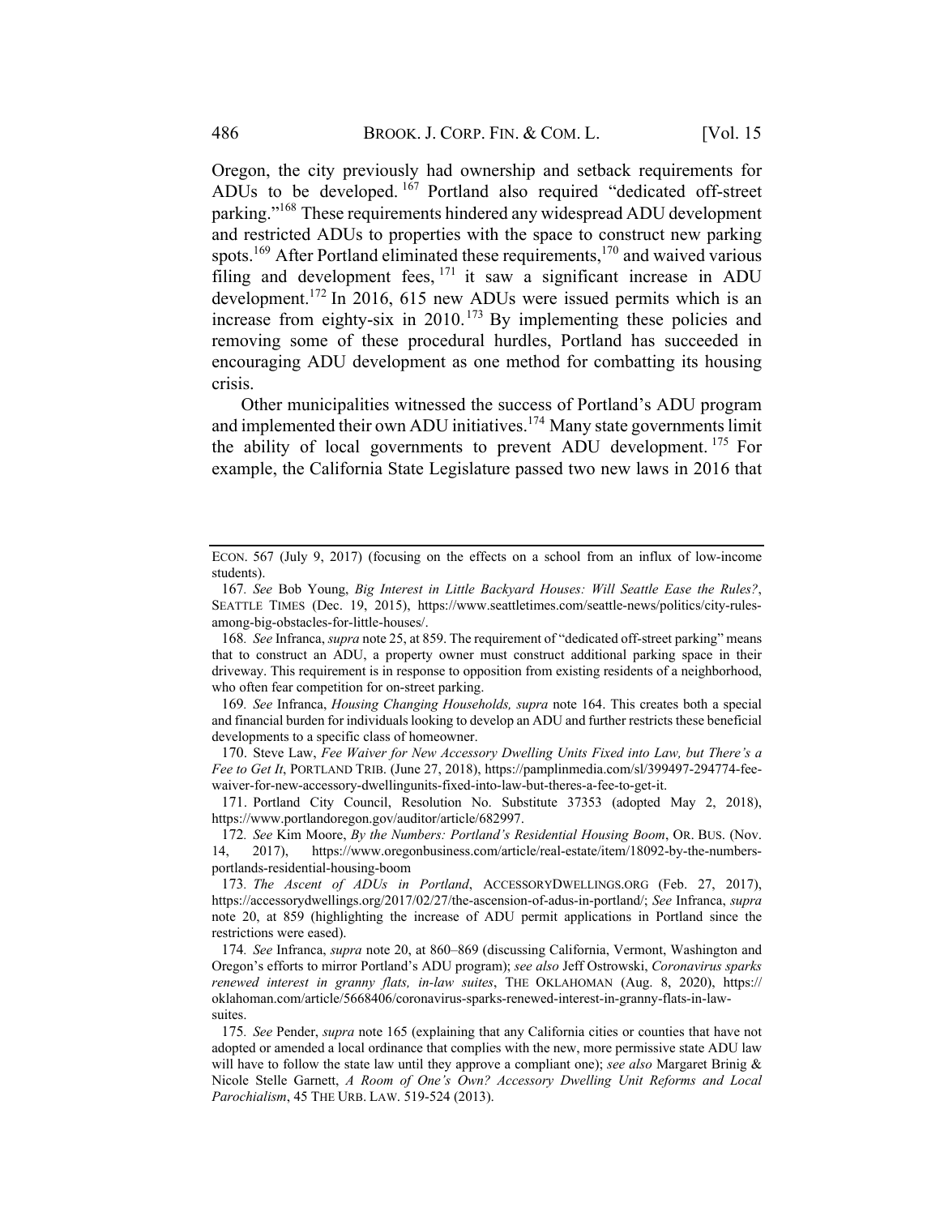Oregon, the city previously had ownership and setback requirements for ADUs to be developed.[167] Portland also required "dedicated off-street parking."[168] These requirements hindered any widespread ADU development and restricted ADUs to properties with the space to construct new parking spots.[169] After Portland eliminated these requirements,[170] and waived various filing and development fees,[171] it saw a significant increase in ADU development.[172] In 2016, 615 new ADUs were issued permits which is an increase from eighty-six in 2010.[173] By implementing these policies and removing some of these procedural hurdles, Portland has succeeded in encouraging ADU development as one method for combatting its housing crisis.

Other municipalities witnessed the success of Portland's ADU program and implemented their own ADU initiatives.[174] Many state governments limit the ability of local governments to prevent ADU development.[175] For example, the California State Legislature passed two new laws in 2016 that

---

ECON. 567 (July 9, 2017) (focusing on the effects on a school from an influx of low-income students).

167. *See* Bob Young, *Big Interest in Little Backyard Houses: Will Seattle Ease the Rules?*, SEATTLE TIMES (Dec. 19, 2015), https://www.seattletimes.com/seattle-news/politics/city-rules-among-big-obstacles-for-little-houses/.

168. *See* Infranca, *supra* note 25, at 859. The requirement of "dedicated off-street parking" means that to construct an ADU, a property owner must construct additional parking space in their driveway. This requirement is in response to opposition from existing residents of a neighborhood, who often fear competition for on-street parking.

169. *See* Infranca, *Housing Changing Households, supra* note 164. This creates both a special and financial burden for individuals looking to develop an ADU and further restricts these beneficial developments to a specific class of homeowner.

170. Steve Law, *Fee Waiver for New Accessory Dwelling Units Fixed into Law, but There's a Fee to Get It*, PORTLAND TRIB. (June 27, 2018), https://pamplinmedia.com/sl/399497-294774-fee-waiver-for-new-accessory-dwellingunits-fixed-into-law-but-theres-a-fee-to-get-it.

171. Portland City Council, Resolution No. Substitute 37353 (adopted May 2, 2018), https://www.portlandoregon.gov/auditor/article/682997.

172. *See* Kim Moore, *By the Numbers: Portland's Residential Housing Boom*, OR. BUS. (Nov. 14, 2017), https://www.oregonbusiness.com/article/real-estate/item/18092-by-the-numbers-portlands-residential-housing-boom

173. *The Ascent of ADUs in Portland*, ACCESSORYDWELLINGS.ORG (Feb. 27, 2017), https://accessorydwellings.org/2017/02/27/the-ascension-of-adus-in-portland/; *See* Infranca, *supra* note 20, at 859 (highlighting the increase of ADU permit applications in Portland since the restrictions were eased).

174. *See* Infranca, *supra* note 20, at 860–869 (discussing California, Vermont, Washington and Oregon's efforts to mirror Portland's ADU program); *see also* Jeff Ostrowski, *Coronavirus sparks renewed interest in granny flats, in-law suites*, THE OKLAHOMAN (Aug. 8, 2020), https://oklahoman.com/article/5668406/coronavirus-sparks-renewed-interest-in-granny-flats-in-law-suites.

175. *See* Pender, *supra* note 165 (explaining that any California cities or counties that have not adopted or amended a local ordinance that complies with the new, more permissive state ADU law will have to follow the state law until they approve a compliant one); *see also* Margaret Brinig & Nicole Stelle Garnett, *A Room of One's Own? Accessory Dwelling Unit Reforms and Local Parochialism*, 45 THE URB. LAW. 519-524 (2013).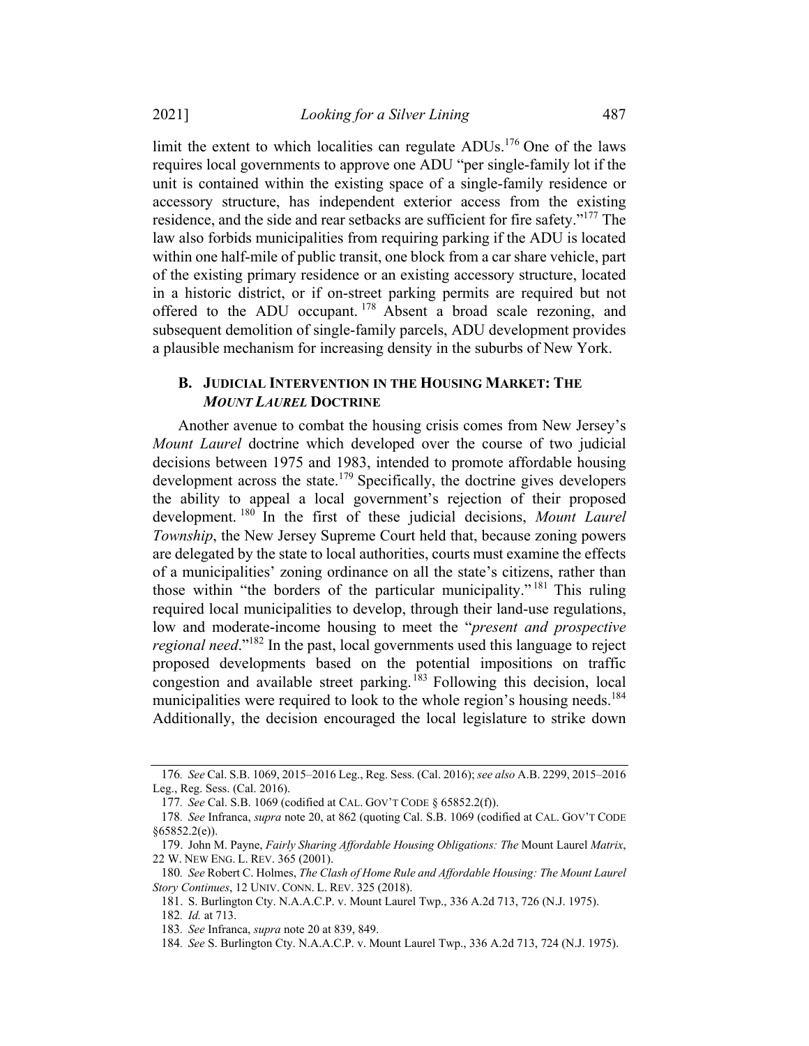limit the extent to which localities can regulate ADUs.[176] One of the laws requires local governments to approve one ADU "per single-family lot if the unit is contained within the existing space of a single-family residence or accessory structure, has independent exterior access from the existing residence, and the side and rear setbacks are sufficient for fire safety."[177] The law also forbids municipalities from requiring parking if the ADU is located within one half-mile of public transit, one block from a car share vehicle, part of the existing primary residence or an existing accessory structure, located in a historic district, or if on-street parking permits are required but not offered to the ADU occupant.[178] Absent a broad scale rezoning, and subsequent demolition of single-family parcels, ADU development provides a plausible mechanism for increasing density in the suburbs of New York.

### B. JUDICIAL INTERVENTION IN THE HOUSING MARKET: THE *MOUNT LAUREL* DOCTRINE

Another avenue to combat the housing crisis comes from New Jersey's *Mount Laurel* doctrine which developed over the course of two judicial decisions between 1975 and 1983, intended to promote affordable housing development across the state.[179] Specifically, the doctrine gives developers the ability to appeal a local government's rejection of their proposed development.[180] In the first of these judicial decisions, *Mount Laurel Township*, the New Jersey Supreme Court held that, because zoning powers are delegated by the state to local authorities, courts must examine the effects of a municipalities' zoning ordinance on all the state's citizens, rather than those within "the borders of the particular municipality."[181] This ruling required local municipalities to develop, through their land-use regulations, low and moderate-income housing to meet the "*present and prospective regional need*."[182] In the past, local governments used this language to reject proposed developments based on the potential impositions on traffic congestion and available street parking.[183] Following this decision, local municipalities were required to look to the whole region's housing needs.[184] Additionally, the decision encouraged the local legislature to strike down

---

176. *See* Cal. S.B. 1069, 2015–2016 Leg., Reg. Sess. (Cal. 2016); *see also* A.B. 2299, 2015–2016 Leg., Reg. Sess. (Cal. 2016).

177. *See* Cal. S.B. 1069 (codified at CAL. GOV'T CODE § 65852.2(f)).

178. *See* Infranca, *supra* note 20, at 862 (quoting Cal. S.B. 1069 (codified at CAL. GOV'T CODE §65852.2(e)).

179. John M. Payne, *Fairly Sharing Affordable Housing Obligations: The* Mount Laurel *Matrix*, 22 W. NEW ENG. L. REV. 365 (2001).

180. *See* Robert C. Holmes, *The Clash of Home Rule and Affordable Housing: The Mount Laurel Story Continues*, 12 UNIV. CONN. L. REV. 325 (2018).

181. S. Burlington Cty. N.A.A.C.P. v. Mount Laurel Twp., 336 A.2d 713, 726 (N.J. 1975).

182. *Id.* at 713.

183. *See* Infranca, *supra* note 20 at 839, 849.

184. *See* S. Burlington Cty. N.A.A.C.P. v. Mount Laurel Twp., 336 A.2d 713, 724 (N.J. 1975).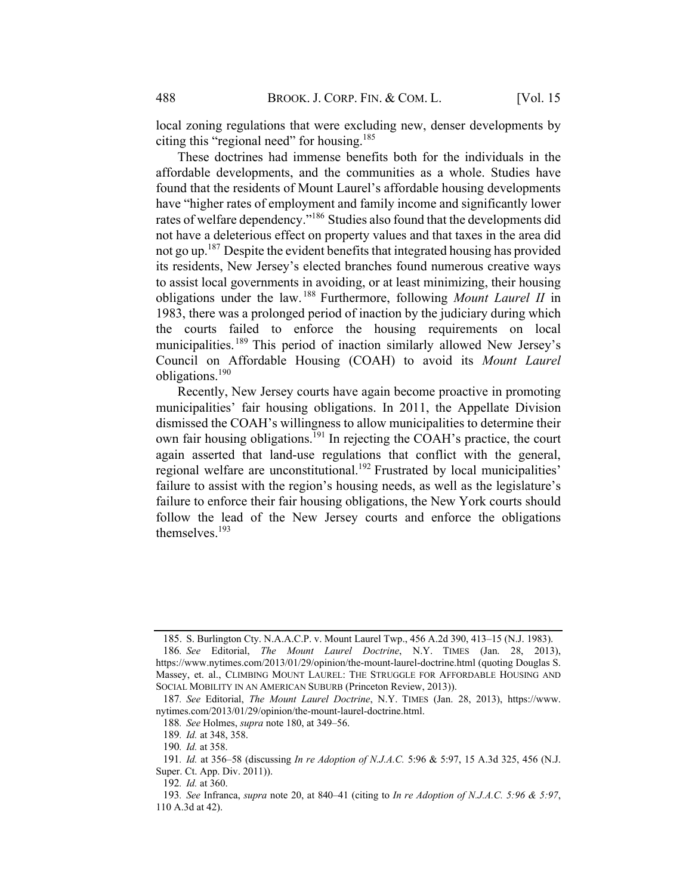local zoning regulations that were excluding new, denser developments by citing this "regional need" for housing.[185]

These doctrines had immense benefits both for the individuals in the affordable developments, and the communities as a whole. Studies have found that the residents of Mount Laurel's affordable housing developments have "higher rates of employment and family income and significantly lower rates of welfare dependency."[186] Studies also found that the developments did not have a deleterious effect on property values and that taxes in the area did not go up.[187] Despite the evident benefits that integrated housing has provided its residents, New Jersey's elected branches found numerous creative ways to assist local governments in avoiding, or at least minimizing, their housing obligations under the law.[188] Furthermore, following *Mount Laurel II* in 1983, there was a prolonged period of inaction by the judiciary during which the courts failed to enforce the housing requirements on local municipalities.[189] This period of inaction similarly allowed New Jersey's Council on Affordable Housing (COAH) to avoid its *Mount Laurel* obligations.[190]

Recently, New Jersey courts have again become proactive in promoting municipalities' fair housing obligations. In 2011, the Appellate Division dismissed the COAH's willingness to allow municipalities to determine their own fair housing obligations.[191] In rejecting the COAH's practice, the court again asserted that land-use regulations that conflict with the general, regional welfare are unconstitutional.[192] Frustrated by local municipalities' failure to assist with the region's housing needs, as well as the legislature's failure to enforce their fair housing obligations, the New York courts should follow the lead of the New Jersey courts and enforce the obligations themselves.[193]

---

185. S. Burlington Cty. N.A.A.C.P. v. Mount Laurel Twp., 456 A.2d 390, 413–15 (N.J. 1983).

186. *See* Editorial, *The Mount Laurel Doctrine*, N.Y. TIMES (Jan. 28, 2013), https://www.nytimes.com/2013/01/29/opinion/the-mount-laurel-doctrine.html (quoting Douglas S. Massey, et. al., CLIMBING MOUNT LAUREL: THE STRUGGLE FOR AFFORDABLE HOUSING AND SOCIAL MOBILITY IN AN AMERICAN SUBURB (Princeton Review, 2013)).

187. *See* Editorial, *The Mount Laurel Doctrine*, N.Y. TIMES (Jan. 28, 2013), https://www.nytimes.com/2013/01/29/opinion/the-mount-laurel-doctrine.html.

188. *See* Holmes, *supra* note 180, at 349–56.

189. *Id.* at 348, 358.

190. *Id.* at 358.

191. *Id.* at 356–58 (discussing *In re Adoption of N.J.A.C.* 5:96 & 5:97, 15 A.3d 325, 456 (N.J. Super. Ct. App. Div. 2011)).

192. *Id.* at 360.

193. *See* Infranca, *supra* note 20, at 840–41 (citing to *In re Adoption of N.J.A.C. 5:96 & 5:97*, 110 A.3d at 42).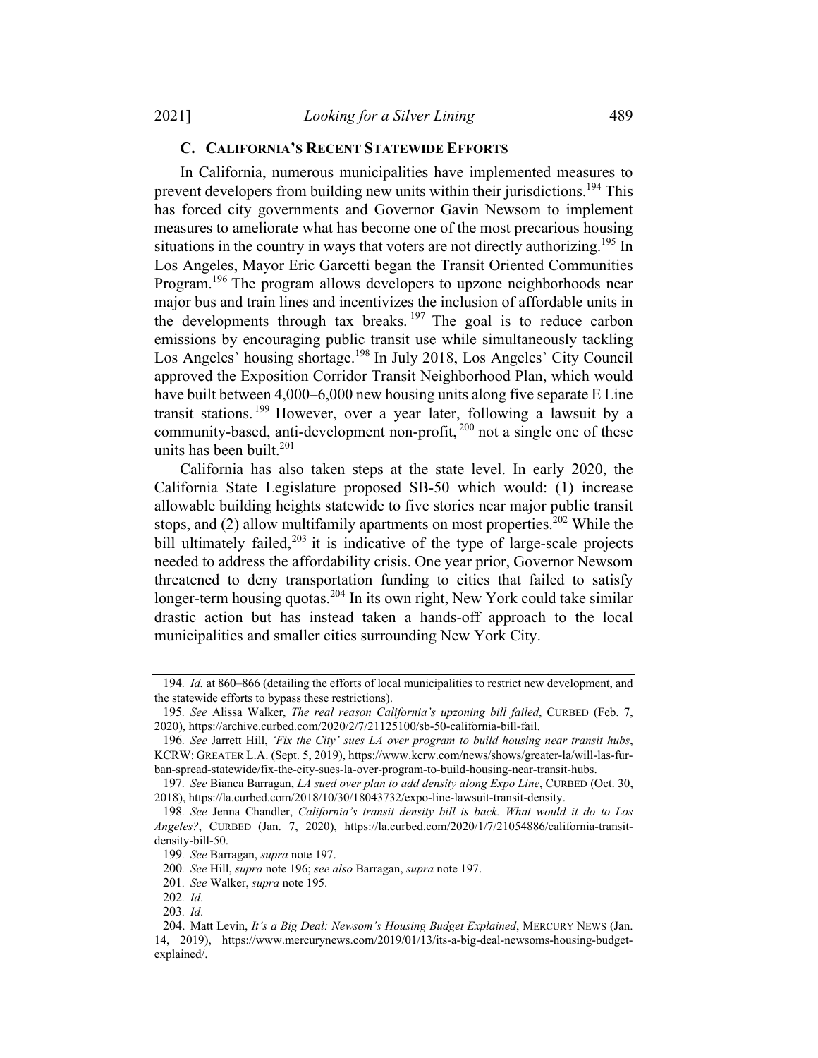### C. California's Recent Statewide Efforts

In California, numerous municipalities have implemented measures to prevent developers from building new units within their jurisdictions.[194] This has forced city governments and Governor Gavin Newsom to implement measures to ameliorate what has become one of the most precarious housing situations in the country in ways that voters are not directly authorizing.[195] In Los Angeles, Mayor Eric Garcetti began the Transit Oriented Communities Program.[196] The program allows developers to upzone neighborhoods near major bus and train lines and incentivizes the inclusion of affordable units in the developments through tax breaks.[197] The goal is to reduce carbon emissions by encouraging public transit use while simultaneously tackling Los Angeles' housing shortage.[198] In July 2018, Los Angeles' City Council approved the Exposition Corridor Transit Neighborhood Plan, which would have built between 4,000–6,000 new housing units along five separate E Line transit stations.[199] However, over a year later, following a lawsuit by a community-based, anti-development non-profit,[200] not a single one of these units has been built.[201]

California has also taken steps at the state level. In early 2020, the California State Legislature proposed SB-50 which would: (1) increase allowable building heights statewide to five stories near major public transit stops, and (2) allow multifamily apartments on most properties.[202] While the bill ultimately failed,[203] it is indicative of the type of large-scale projects needed to address the affordability crisis. One year prior, Governor Newsom threatened to deny transportation funding to cities that failed to satisfy longer-term housing quotas.[204] In its own right, New York could take similar drastic action but has instead taken a hands-off approach to the local municipalities and smaller cities surrounding New York City.

---

194. *Id.* at 860–866 (detailing the efforts of local municipalities to restrict new development, and the statewide efforts to bypass these restrictions).

195. *See* Alissa Walker, *The real reason California's upzoning bill failed*, CURBED (Feb. 7, 2020), https://archive.curbed.com/2020/2/7/21125100/sb-50-california-bill-fail.

196. *See* Jarrett Hill, *'Fix the City' sues LA over program to build housing near transit hubs*, KCRW: GREATER L.A. (Sept. 5, 2019), https://www.kcrw.com/news/shows/greater-la/will-las-fur-ban-spread-statewide/fix-the-city-sues-la-over-program-to-build-housing-near-transit-hubs.

197. *See* Bianca Barragan, *LA sued over plan to add density along Expo Line*, CURBED (Oct. 30, 2018), https://la.curbed.com/2018/10/30/18043732/expo-line-lawsuit-transit-density.

198. *See* Jenna Chandler, *California's transit density bill is back. What would it do to Los Angeles?*, CURBED (Jan. 7, 2020), https://la.curbed.com/2020/1/7/21054886/california-transit-density-bill-50.

199. *See* Barragan, *supra* note 197.

200. *See* Hill, *supra* note 196; *see also* Barragan, *supra* note 197.

201. *See* Walker, *supra* note 195.

202. *Id*.

203. *Id*.

204. Matt Levin, *It's a Big Deal: Newsom's Housing Budget Explained*, MERCURY NEWS (Jan. 14, 2019), https://www.mercurynews.com/2019/01/13/its-a-big-deal-newsoms-housing-budget-explained/.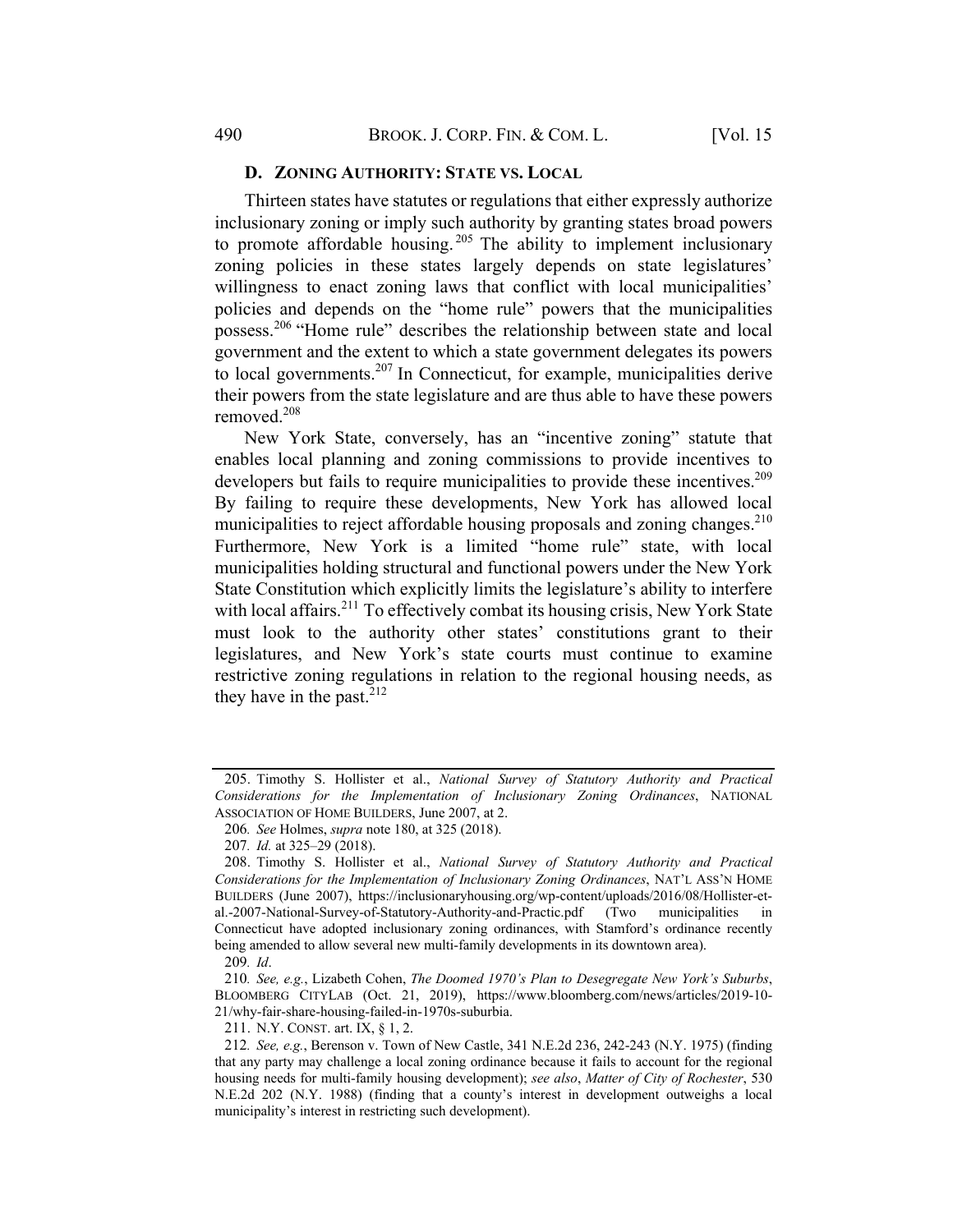### D. ZONING AUTHORITY: STATE VS. LOCAL

Thirteen states have statutes or regulations that either expressly authorize inclusionary zoning or imply such authority by granting states broad powers to promote affordable housing.[205] The ability to implement inclusionary zoning policies in these states largely depends on state legislatures' willingness to enact zoning laws that conflict with local municipalities' policies and depends on the "home rule" powers that the municipalities possess.[206] "Home rule" describes the relationship between state and local government and the extent to which a state government delegates its powers to local governments.[207] In Connecticut, for example, municipalities derive their powers from the state legislature and are thus able to have these powers removed.[208]

New York State, conversely, has an "incentive zoning" statute that enables local planning and zoning commissions to provide incentives to developers but fails to require municipalities to provide these incentives.[209] By failing to require these developments, New York has allowed local municipalities to reject affordable housing proposals and zoning changes.[210] Furthermore, New York is a limited "home rule" state, with local municipalities holding structural and functional powers under the New York State Constitution which explicitly limits the legislature's ability to interfere with local affairs.[211] To effectively combat its housing crisis, New York State must look to the authority other states' constitutions grant to their legislatures, and New York's state courts must continue to examine restrictive zoning regulations in relation to the regional housing needs, as they have in the past.[212]

---

205. Timothy S. Hollister et al., *National Survey of Statutory Authority and Practical Considerations for the Implementation of Inclusionary Zoning Ordinances*, NATIONAL ASSOCIATION OF HOME BUILDERS, June 2007, at 2.

206. *See* Holmes, *supra* note 180, at 325 (2018).

207. *Id.* at 325–29 (2018).

208. Timothy S. Hollister et al., *National Survey of Statutory Authority and Practical Considerations for the Implementation of Inclusionary Zoning Ordinances*, NAT'L ASS'N HOME BUILDERS (June 2007), https://inclusionaryhousing.org/wp-content/uploads/2016/08/Hollister-et-al.-2007-National-Survey-of-Statutory-Authority-and-Practic.pdf (Two municipalities in Connecticut have adopted inclusionary zoning ordinances, with Stamford's ordinance recently being amended to allow several new multi-family developments in its downtown area).

209. *Id*.

210. *See, e.g.*, Lizabeth Cohen, *The Doomed 1970's Plan to Desegregate New York's Suburbs*, BLOOMBERG CITYLAB (Oct. 21, 2019), https://www.bloomberg.com/news/articles/2019-10-21/why-fair-share-housing-failed-in-1970s-suburbia.

211. N.Y. CONST. art. IX, § 1, 2.

212. *See, e.g.*, Berenson v. Town of New Castle, 341 N.E.2d 236, 242-243 (N.Y. 1975) (finding that any party may challenge a local zoning ordinance because it fails to account for the regional housing needs for multi-family housing development); *see also*, *Matter of City of Rochester*, 530 N.E.2d 202 (N.Y. 1988) (finding that a county's interest in development outweighs a local municipality's interest in restricting such development).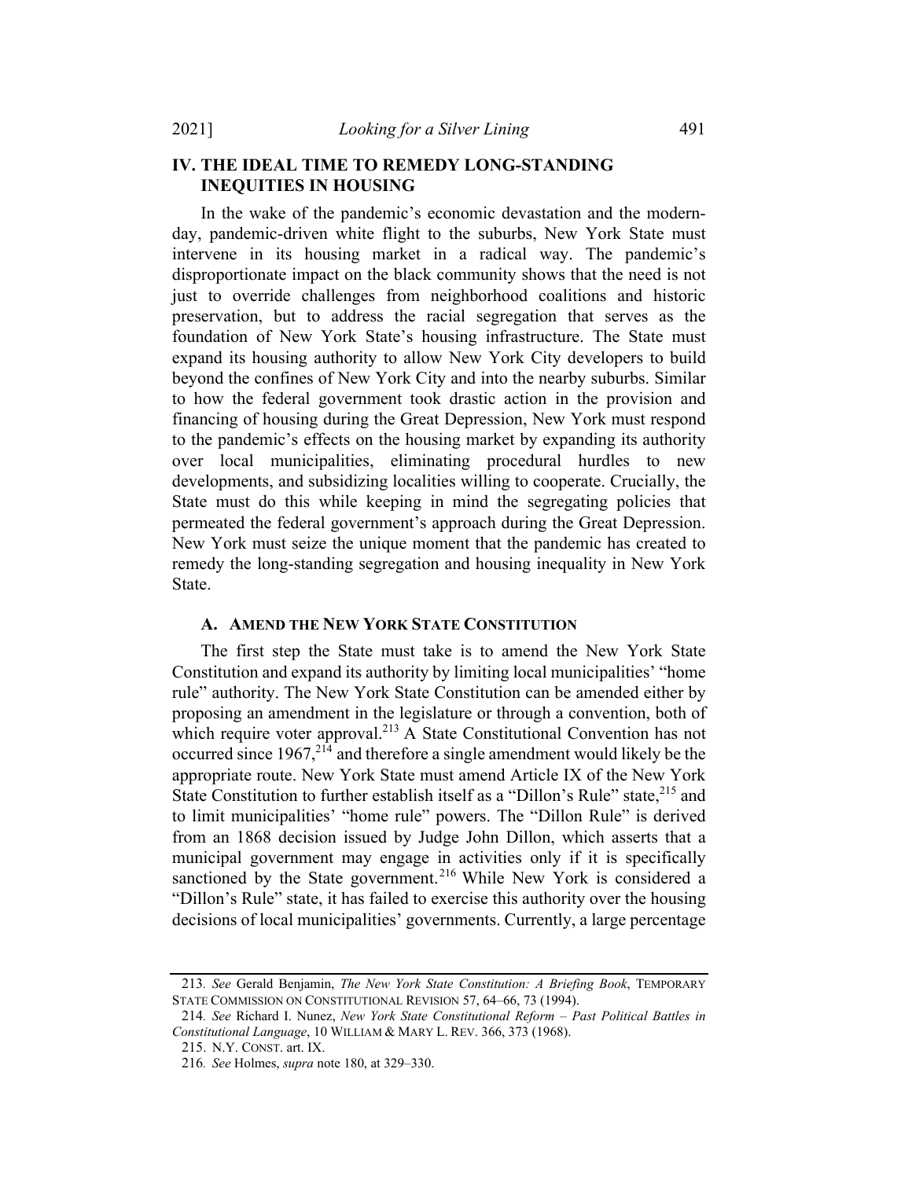## IV. THE IDEAL TIME TO REMEDY LONG-STANDING INEQUITIES IN HOUSING

In the wake of the pandemic's economic devastation and the modern-day, pandemic-driven white flight to the suburbs, New York State must intervene in its housing market in a radical way. The pandemic's disproportionate impact on the black community shows that the need is not just to override challenges from neighborhood coalitions and historic preservation, but to address the racial segregation that serves as the foundation of New York State's housing infrastructure. The State must expand its housing authority to allow New York City developers to build beyond the confines of New York City and into the nearby suburbs. Similar to how the federal government took drastic action in the provision and financing of housing during the Great Depression, New York must respond to the pandemic's effects on the housing market by expanding its authority over local municipalities, eliminating procedural hurdles to new developments, and subsidizing localities willing to cooperate. Crucially, the State must do this while keeping in mind the segregating policies that permeated the federal government's approach during the Great Depression. New York must seize the unique moment that the pandemic has created to remedy the long-standing segregation and housing inequality in New York State.

### A. AMEND THE NEW YORK STATE CONSTITUTION

The first step the State must take is to amend the New York State Constitution and expand its authority by limiting local municipalities' "home rule" authority. The New York State Constitution can be amended either by proposing an amendment in the legislature or through a convention, both of which require voter approval.[213] A State Constitutional Convention has not occurred since 1967,[214] and therefore a single amendment would likely be the appropriate route. New York State must amend Article IX of the New York State Constitution to further establish itself as a "Dillon's Rule" state,[215] and to limit municipalities' "home rule" powers. The "Dillon Rule" is derived from an 1868 decision issued by Judge John Dillon, which asserts that a municipal government may engage in activities only if it is specifically sanctioned by the State government.[216] While New York is considered a "Dillon's Rule" state, it has failed to exercise this authority over the housing decisions of local municipalities' governments. Currently, a large percentage

---

213. *See* Gerald Benjamin, *The New York State Constitution: A Briefing Book*, TEMPORARY STATE COMMISSION ON CONSTITUTIONAL REVISION 57, 64–66, 73 (1994).

214. *See* Richard I. Nunez, *New York State Constitutional Reform – Past Political Battles in Constitutional Language*, 10 WILLIAM & MARY L. REV. 366, 373 (1968).

215. N.Y. CONST. art. IX.

216. *See* Holmes, *supra* note 180, at 329–330.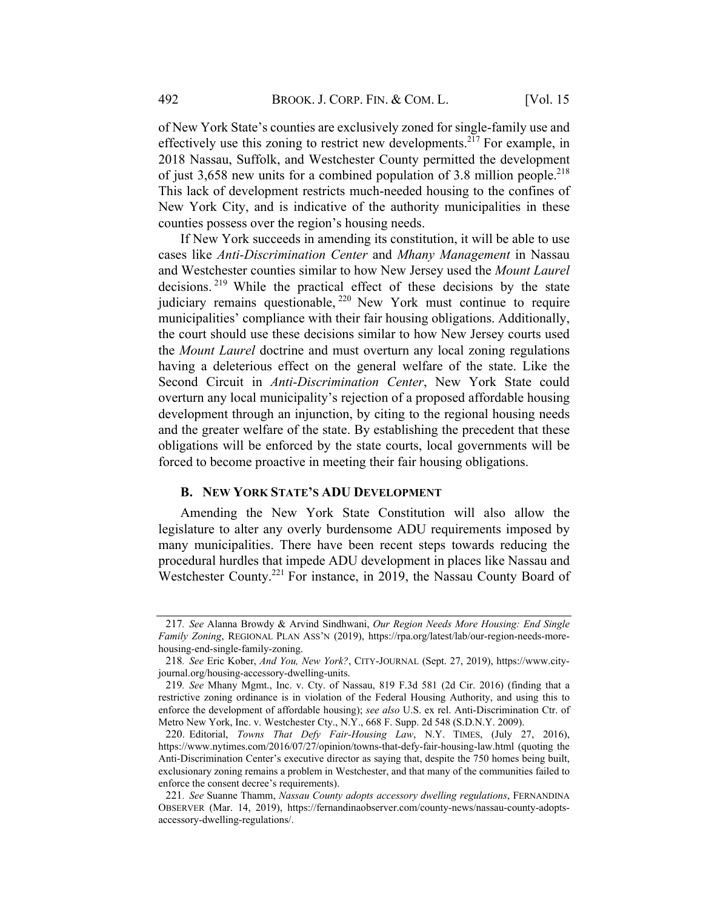of New York State's counties are exclusively zoned for single-family use and effectively use this zoning to restrict new developments.[217] For example, in 2018 Nassau, Suffolk, and Westchester County permitted the development of just 3,658 new units for a combined population of 3.8 million people.[218] This lack of development restricts much-needed housing to the confines of New York City, and is indicative of the authority municipalities in these counties possess over the region's housing needs.

If New York succeeds in amending its constitution, it will be able to use cases like *Anti-Discrimination Center* and *Mhany Management* in Nassau and Westchester counties similar to how New Jersey used the *Mount Laurel* decisions.[219] While the practical effect of these decisions by the state judiciary remains questionable,[220] New York must continue to require municipalities' compliance with their fair housing obligations. Additionally, the court should use these decisions similar to how New Jersey courts used the *Mount Laurel* doctrine and must overturn any local zoning regulations having a deleterious effect on the general welfare of the state. Like the Second Circuit in *Anti-Discrimination Center*, New York State could overturn any local municipality's rejection of a proposed affordable housing development through an injunction, by citing to the regional housing needs and the greater welfare of the state. By establishing the precedent that these obligations will be enforced by the state courts, local governments will be forced to become proactive in meeting their fair housing obligations.

### B. NEW YORK STATE'S ADU DEVELOPMENT

Amending the New York State Constitution will also allow the legislature to alter any overly burdensome ADU requirements imposed by many municipalities. There have been recent steps towards reducing the procedural hurdles that impede ADU development in places like Nassau and Westchester County.[221] For instance, in 2019, the Nassau County Board of

---

217. *See* Alanna Browdy & Arvind Sindhwani, *Our Region Needs More Housing: End Single Family Zoning*, REGIONAL PLAN ASS'N (2019), https://rpa.org/latest/lab/our-region-needs-more-housing-end-single-family-zoning.

218. *See* Eric Kober, *And You, New York?*, CITY-JOURNAL (Sept. 27, 2019), https://www.city-journal.org/housing-accessory-dwelling-units.

219. *See* Mhany Mgmt., Inc. v. Cty. of Nassau, 819 F.3d 581 (2d Cir. 2016) (finding that a restrictive zoning ordinance is in violation of the Federal Housing Authority, and using this to enforce the development of affordable housing); *see also* U.S. ex rel. Anti-Discrimination Ctr. of Metro New York, Inc. v. Westchester Cty., N.Y., 668 F. Supp. 2d 548 (S.D.N.Y. 2009).

220. Editorial, *Towns That Defy Fair-Housing Law*, N.Y. TIMES, (July 27, 2016), https://www.nytimes.com/2016/07/27/opinion/towns-that-defy-fair-housing-law.html (quoting the Anti-Discrimination Center's executive director as saying that, despite the 750 homes being built, exclusionary zoning remains a problem in Westchester, and that many of the communities failed to enforce the consent decree's requirements).

221. *See* Suanne Thamm, *Nassau County adopts accessory dwelling regulations*, FERNANDINA OBSERVER (Mar. 14, 2019), https://fernandinaobserver.com/county-news/nassau-county-adopts-accessory-dwelling-regulations/.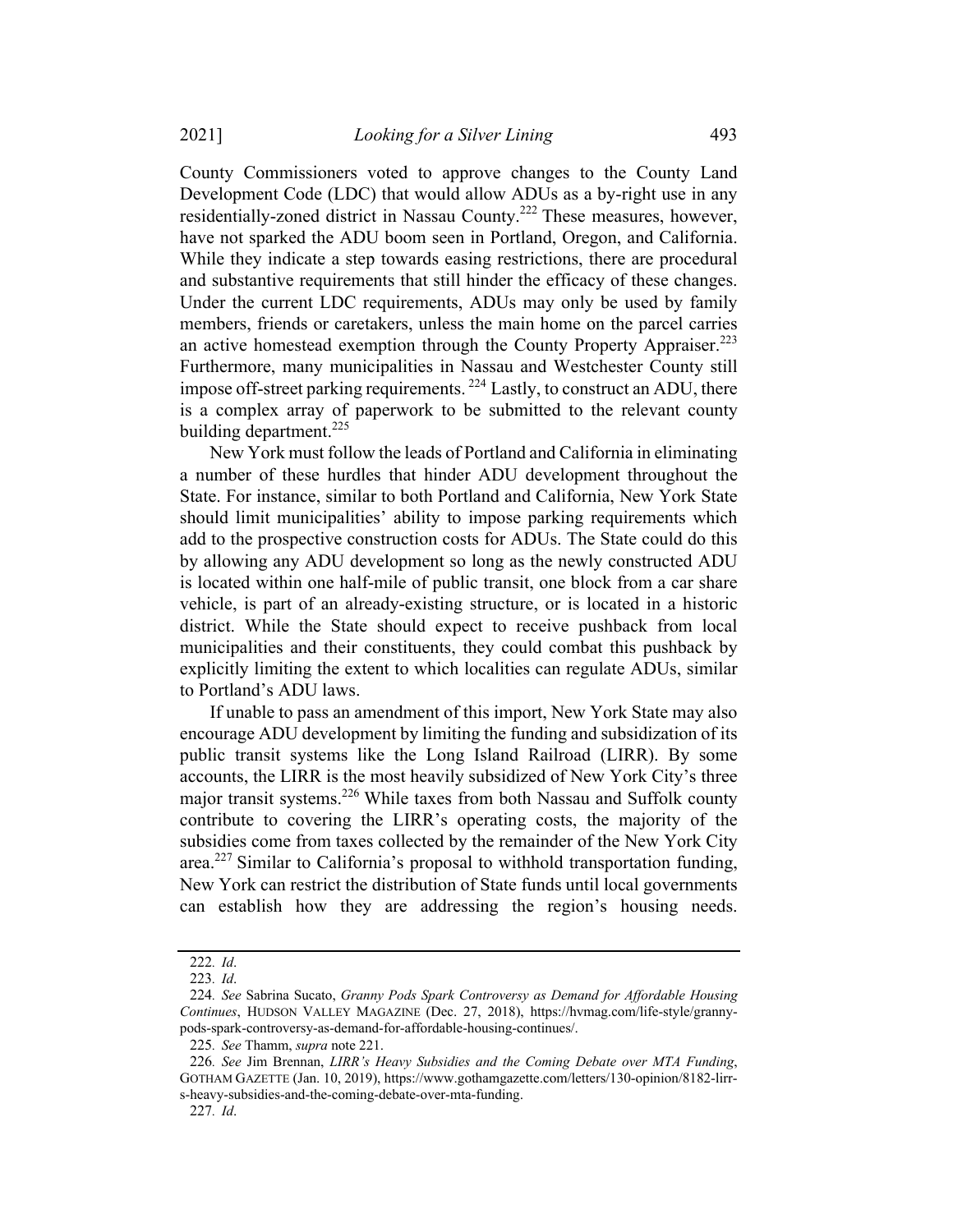County Commissioners voted to approve changes to the County Land Development Code (LDC) that would allow ADUs as a by-right use in any residentially-zoned district in Nassau County.[222] These measures, however, have not sparked the ADU boom seen in Portland, Oregon, and California. While they indicate a step towards easing restrictions, there are procedural and substantive requirements that still hinder the efficacy of these changes. Under the current LDC requirements, ADUs may only be used by family members, friends or caretakers, unless the main home on the parcel carries an active homestead exemption through the County Property Appraiser.[223] Furthermore, many municipalities in Nassau and Westchester County still impose off-street parking requirements.[224] Lastly, to construct an ADU, there is a complex array of paperwork to be submitted to the relevant county building department.[225]

New York must follow the leads of Portland and California in eliminating a number of these hurdles that hinder ADU development throughout the State. For instance, similar to both Portland and California, New York State should limit municipalities' ability to impose parking requirements which add to the prospective construction costs for ADUs. The State could do this by allowing any ADU development so long as the newly constructed ADU is located within one half-mile of public transit, one block from a car share vehicle, is part of an already-existing structure, or is located in a historic district. While the State should expect to receive pushback from local municipalities and their constituents, they could combat this pushback by explicitly limiting the extent to which localities can regulate ADUs, similar to Portland's ADU laws.

If unable to pass an amendment of this import, New York State may also encourage ADU development by limiting the funding and subsidization of its public transit systems like the Long Island Railroad (LIRR). By some accounts, the LIRR is the most heavily subsidized of New York City's three major transit systems.[226] While taxes from both Nassau and Suffolk county contribute to covering the LIRR's operating costs, the majority of the subsidies come from taxes collected by the remainder of the New York City area.[227] Similar to California's proposal to withhold transportation funding, New York can restrict the distribution of State funds until local governments can establish how they are addressing the region's housing needs.

---

222. *Id*.

223. *Id*.

224. *See* Sabrina Sucato, *Granny Pods Spark Controversy as Demand for Affordable Housing Continues*, HUDSON VALLEY MAGAZINE (Dec. 27, 2018), https://hvmag.com/life-style/granny-pods-spark-controversy-as-demand-for-affordable-housing-continues/.

225. *See* Thamm, *supra* note 221.

226. *See* Jim Brennan, *LIRR's Heavy Subsidies and the Coming Debate over MTA Funding*, GOTHAM GAZETTE (Jan. 10, 2019), https://www.gothamgazette.com/letters/130-opinion/8182-lirr-s-heavy-subsidies-and-the-coming-debate-over-mta-funding.

227. *Id*.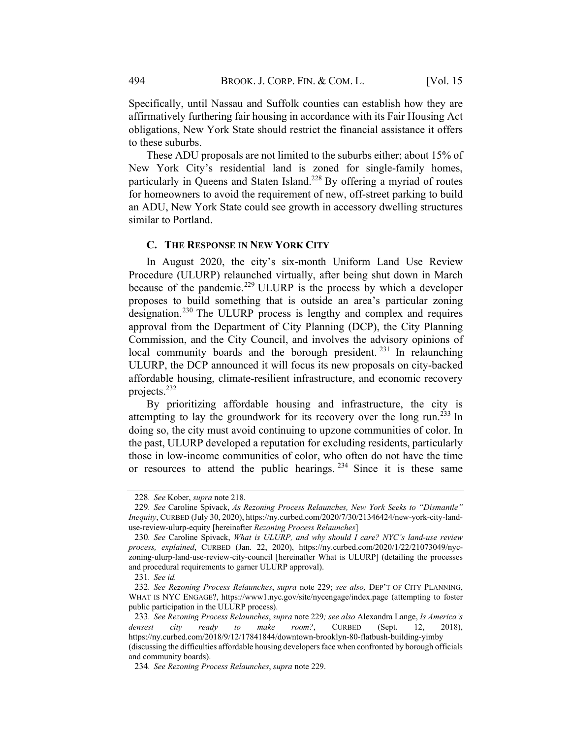Specifically, until Nassau and Suffolk counties can establish how they are affirmatively furthering fair housing in accordance with its Fair Housing Act obligations, New York State should restrict the financial assistance it offers to these suburbs.

These ADU proposals are not limited to the suburbs either; about 15% of New York City's residential land is zoned for single-family homes, particularly in Queens and Staten Island.[228] By offering a myriad of routes for homeowners to avoid the requirement of new, off-street parking to build an ADU, New York State could see growth in accessory dwelling structures similar to Portland.

### C. THE RESPONSE IN NEW YORK CITY

In August 2020, the city's six-month Uniform Land Use Review Procedure (ULURP) relaunched virtually, after being shut down in March because of the pandemic.[229] ULURP is the process by which a developer proposes to build something that is outside an area's particular zoning designation.[230] The ULURP process is lengthy and complex and requires approval from the Department of City Planning (DCP), the City Planning Commission, and the City Council, and involves the advisory opinions of local community boards and the borough president.[231] In relaunching ULURP, the DCP announced it will focus its new proposals on city-backed affordable housing, climate-resilient infrastructure, and economic recovery projects.[232]

By prioritizing affordable housing and infrastructure, the city is attempting to lay the groundwork for its recovery over the long run.[233] In doing so, the city must avoid continuing to upzone communities of color. In the past, ULURP developed a reputation for excluding residents, particularly those in low-income communities of color, who often do not have the time or resources to attend the public hearings.[234] Since it is these same

---

228. *See* Kober, *supra* note 218.

229. *See* Caroline Spivack, *As Rezoning Process Relaunches, New York Seeks to "Dismantle" Inequity*, CURBED (July 30, 2020), https://ny.curbed.com/2020/7/30/21346424/new-york-city-land-use-review-ulurp-equity [hereinafter *Rezoning Process Relaunches*]

230. *See* Caroline Spivack, *What is ULURP, and why should I care? NYC's land-use review process, explained*, CURBED (Jan. 22, 2020), https://ny.curbed.com/2020/1/22/21073049/nyc-zoning-ulurp-land-use-review-city-council [hereinafter What is ULURP] (detailing the processes and procedural requirements to garner ULURP approval).

231. *See id.*

232. *See Rezoning Process Relaunches*, *supra* note 229; *see also,* DEP'T OF CITY PLANNING, WHAT IS NYC ENGAGE?, https://www1.nyc.gov/site/nycengage/index.page (attempting to foster public participation in the ULURP process).

233. *See Rezoning Process Relaunches*, *supra* note 229*; see also* Alexandra Lange, *Is America's densest city ready to make room?*, CURBED (Sept. 12, 2018), https://ny.curbed.com/2018/9/12/17841844/downtown-brooklyn-80-flatbush-building-yimby (discussing the difficulties affordable housing developers face when confronted by borough officials and community boards).

234. *See Rezoning Process Relaunches*, *supra* note 229.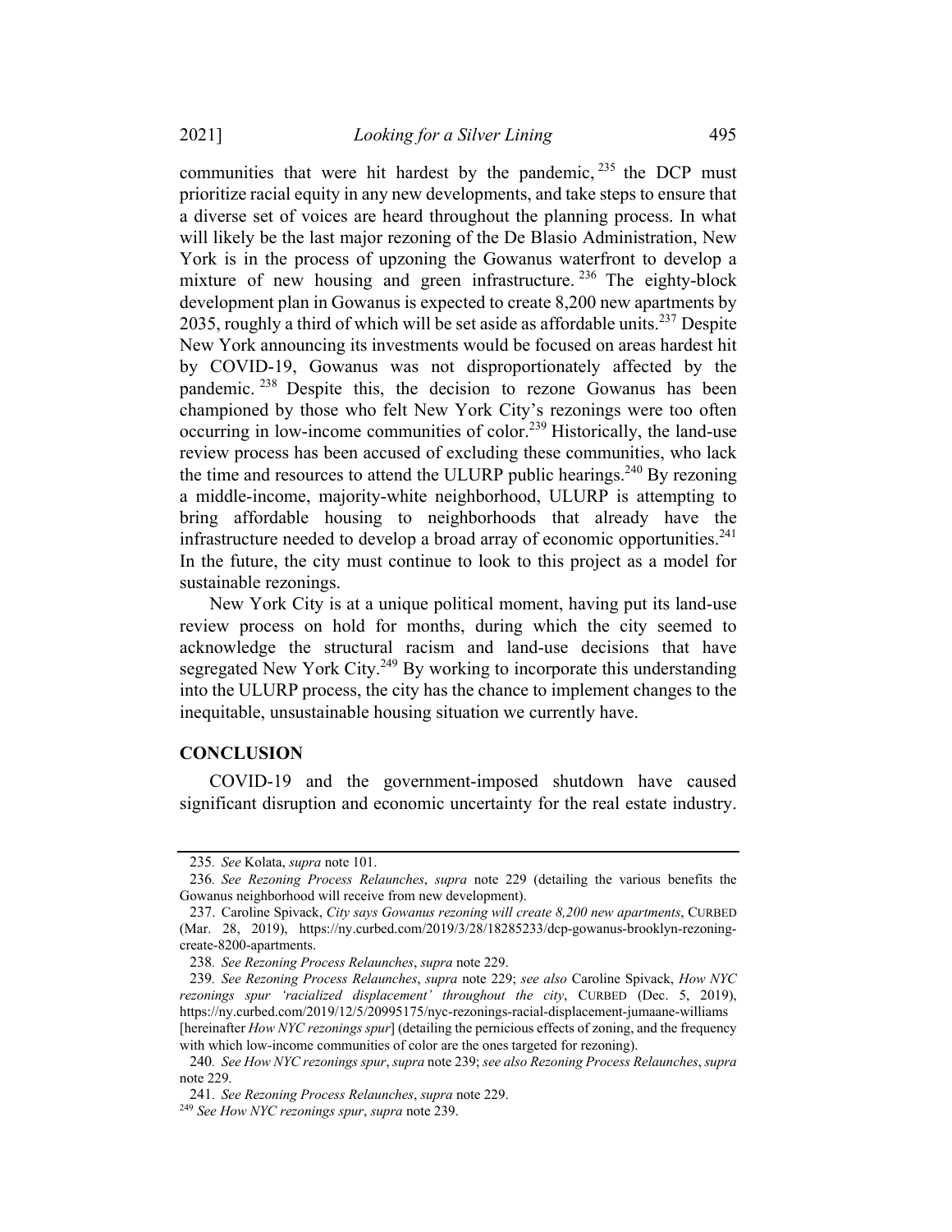communities that were hit hardest by the pandemic,[235] the DCP must prioritize racial equity in any new developments, and take steps to ensure that a diverse set of voices are heard throughout the planning process. In what will likely be the last major rezoning of the De Blasio Administration, New York is in the process of upzoning the Gowanus waterfront to develop a mixture of new housing and green infrastructure.[236] The eighty-block development plan in Gowanus is expected to create 8,200 new apartments by 2035, roughly a third of which will be set aside as affordable units.[237] Despite New York announcing its investments would be focused on areas hardest hit by COVID-19, Gowanus was not disproportionately affected by the pandemic.[238] Despite this, the decision to rezone Gowanus has been championed by those who felt New York City's rezonings were too often occurring in low-income communities of color.[239] Historically, the land-use review process has been accused of excluding these communities, who lack the time and resources to attend the ULURP public hearings.[240] By rezoning a middle-income, majority-white neighborhood, ULURP is attempting to bring affordable housing to neighborhoods that already have the infrastructure needed to develop a broad array of economic opportunities.[241] In the future, the city must continue to look to this project as a model for sustainable rezonings.

New York City is at a unique political moment, having put its land-use review process on hold for months, during which the city seemed to acknowledge the structural racism and land-use decisions that have segregated New York City.[249] By working to incorporate this understanding into the ULURP process, the city has the chance to implement changes to the inequitable, unsustainable housing situation we currently have.

## CONCLUSION

COVID-19 and the government-imposed shutdown have caused significant disruption and economic uncertainty for the real estate industry.

---

235. *See* Kolata, *supra* note 101.

236. *See Rezoning Process Relaunches*, *supra* note 229 (detailing the various benefits the Gowanus neighborhood will receive from new development).

237. Caroline Spivack, *City says Gowanus rezoning will create 8,200 new apartments*, CURBED (Mar. 28, 2019), https://ny.curbed.com/2019/3/28/18285233/dcp-gowanus-brooklyn-rezoning-create-8200-apartments.

238. *See Rezoning Process Relaunches*, *supra* note 229.

239. *See Rezoning Process Relaunches*, *supra* note 229; *see also* Caroline Spivack, *How NYC rezonings spur 'racialized displacement' throughout the city*, CURBED (Dec. 5, 2019), https://ny.curbed.com/2019/12/5/20995175/nyc-rezonings-racial-displacement-jumaane-williams [hereinafter *How NYC rezonings spur*] (detailing the pernicious effects of zoning, and the frequency with which low-income communities of color are the ones targeted for rezoning).

240. *See How NYC rezonings spur*, *supra* note 239; *see also Rezoning Process Relaunches*, *supra* note 229.

241. *See Rezoning Process Relaunches*, *supra* note 229.

249 *See How NYC rezonings spur*, *supra* note 239.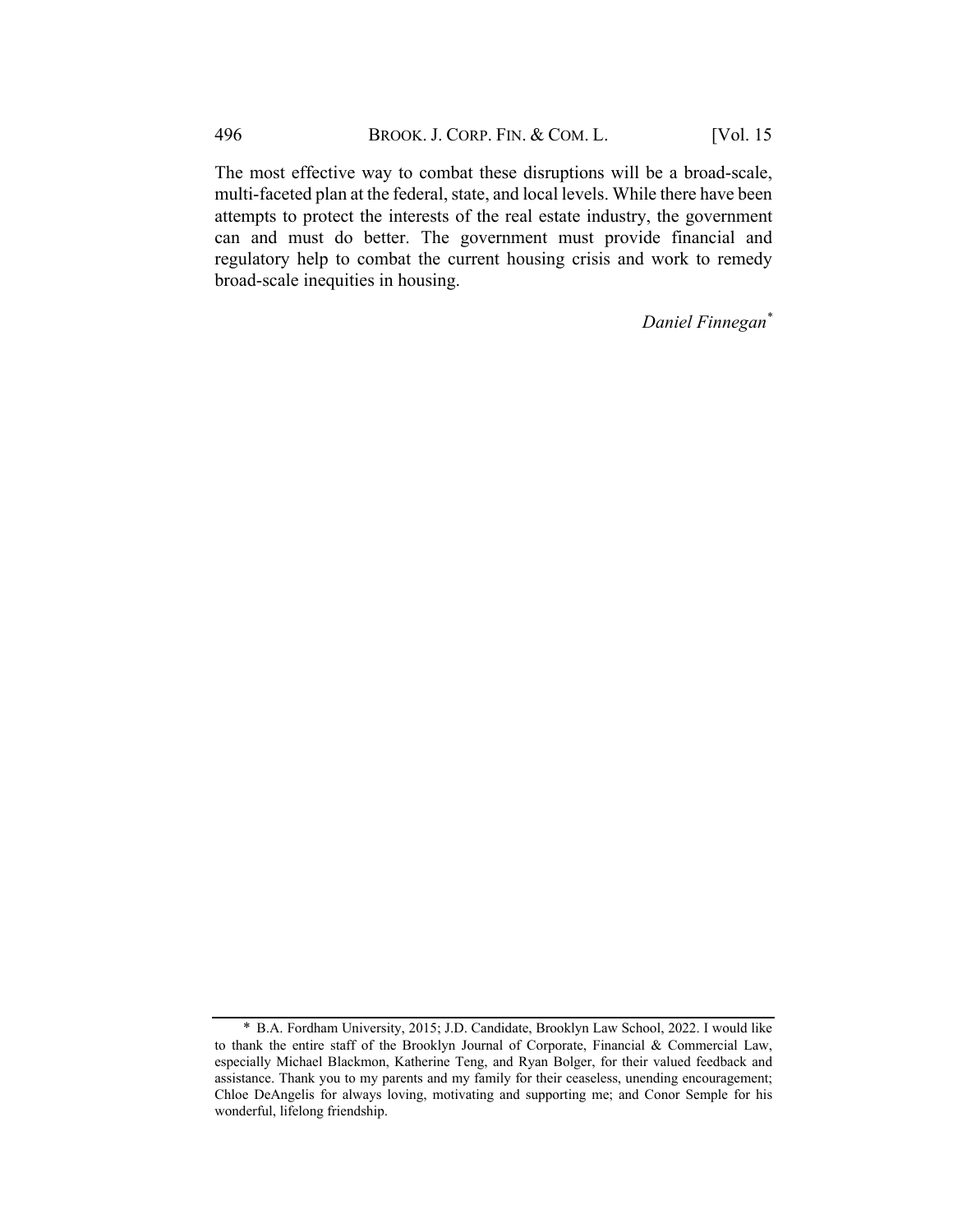The most effective way to combat these disruptions will be a broad-scale, multi-faceted plan at the federal, state, and local levels. While there have been attempts to protect the interests of the real estate industry, the government can and must do better. The government must provide financial and regulatory help to combat the current housing crisis and work to remedy broad-scale inequities in housing.

*Daniel Finnegan*[*]

---

[*] B.A. Fordham University, 2015; J.D. Candidate, Brooklyn Law School, 2022. I would like to thank the entire staff of the Brooklyn Journal of Corporate, Financial & Commercial Law, especially Michael Blackmon, Katherine Teng, and Ryan Bolger, for their valued feedback and assistance. Thank you to my parents and my family for their ceaseless, unending encouragement; Chloe DeAngelis for always loving, motivating and supporting me; and Conor Semple for his wonderful, lifelong friendship.